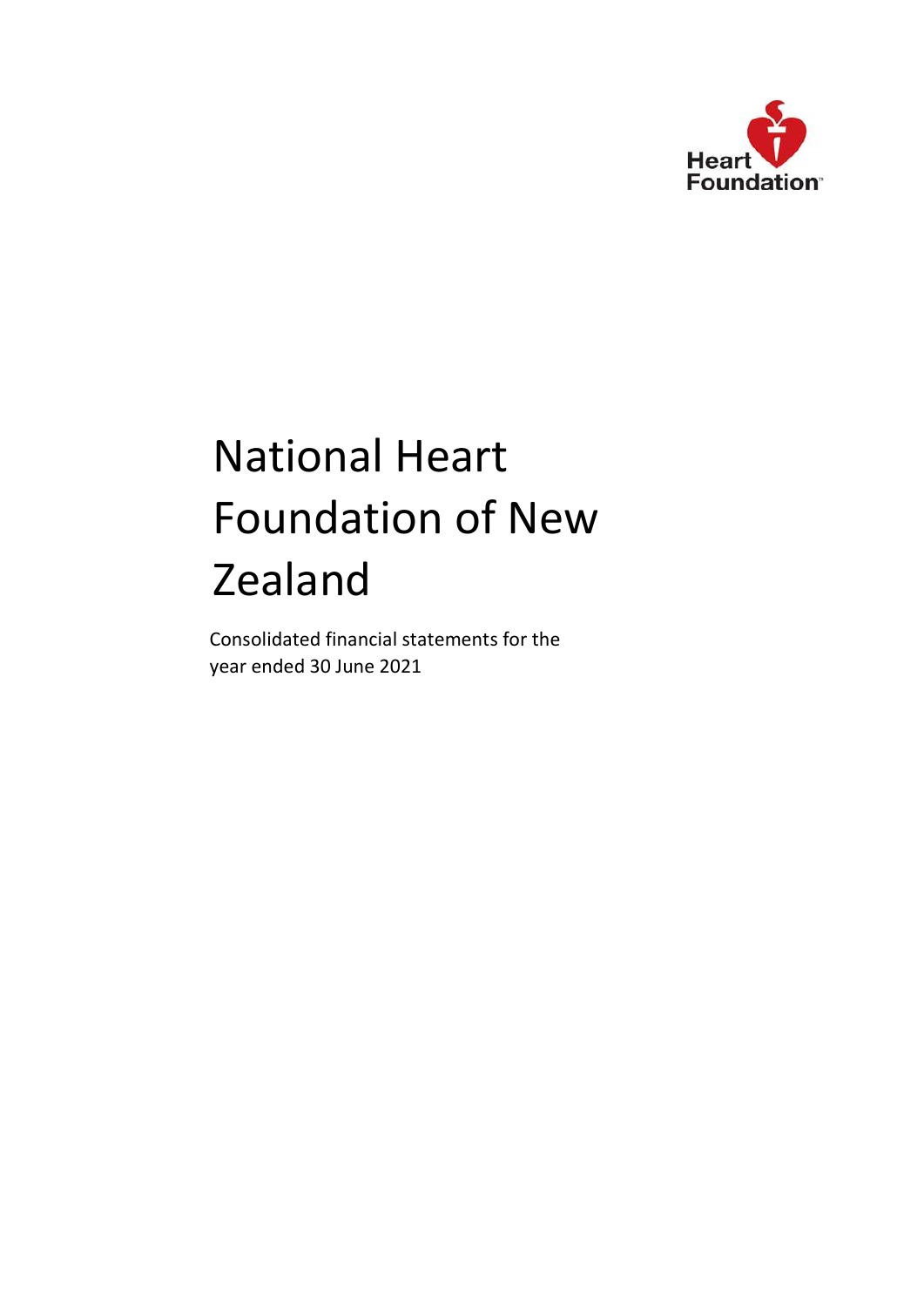Heart Foundation

# National Heart Foundation of New Zealand

Consolidated financial statements for the year ended 30 June 2021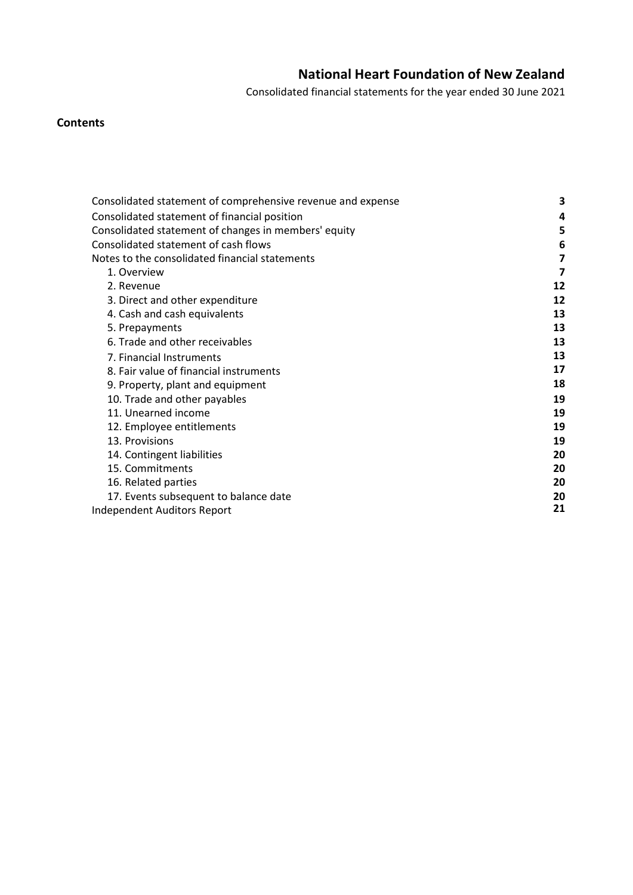# National Heart Foundation of New Zealand

Consolidated financial statements for the year ended 30 June 2021

## Contents

| | |
|---|---|
| Consolidated statement of comprehensive revenue and expense | **3** |
| Consolidated statement of financial position | **4** |
| Consolidated statement of changes in members' equity | **5** |
| Consolidated statement of cash flows | **6** |
| Notes to the consolidated financial statements | **7** |
| 1. Overview | **7** |
| 2. Revenue | **12** |
| 3. Direct and other expenditure | **12** |
| 4. Cash and cash equivalents | **13** |
| 5. Prepayments | **13** |
| 6. Trade and other receivables | **13** |
| 7. Financial Instruments | **13** |
| 8. Fair value of financial instruments | **17** |
| 9. Property, plant and equipment | **18** |
| 10. Trade and other payables | **19** |
| 11. Unearned income | **19** |
| 12. Employee entitlements | **19** |
| 13. Provisions | **19** |
| 14. Contingent liabilities | **20** |
| 15. Commitments | **20** |
| 16. Related parties | **20** |
| 17. Events subsequent to balance date | **20** |
| Independent Auditors Report | **21** |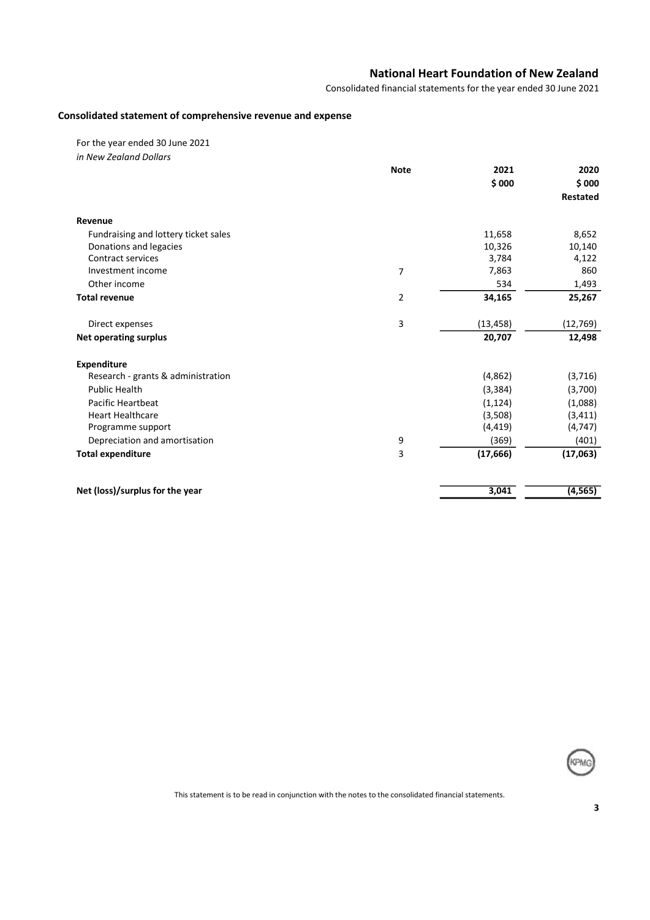**National Heart Foundation of New Zealand**

Consolidated financial statements for the year ended 30 June 2021

## Consolidated statement of comprehensive revenue and expense

For the year ended 30 June 2021
*in New Zealand Dollars*

| | Note | 2021<br>$ 000 | 2020<br>$ 000<br>Restated |
|---|---|---|---|
| **Revenue** | | | |
| Fundraising and lottery ticket sales | | 11,658 | 8,652 |
| Donations and legacies | | 10,326 | 10,140 |
| Contract services | | 3,784 | 4,122 |
| Investment income | 7 | 7,863 | 860 |
| Other income | | 534 | 1,493 |
| **Total revenue** | 2 | **34,165** | **25,267** |
| Direct expenses | 3 | (13,458) | (12,769) |
| **Net operating surplus** | | **20,707** | **12,498** |
| **Expenditure** | | | |
| Research - grants & administration | | (4,862) | (3,716) |
| Public Health | | (3,384) | (3,700) |
| Pacific Heartbeat | | (1,124) | (1,088) |
| Heart Healthcare | | (3,508) | (3,411) |
| Programme support | | (4,419) | (4,747) |
| Depreciation and amortisation | 9 | (369) | (401) |
| **Total expenditure** | 3 | **(17,666)** | **(17,063)** |
| **Net (loss)/surplus for the year** | | **3,041** | **(4,565)** |

This statement is to be read in conjunction with the notes to the consolidated financial statements.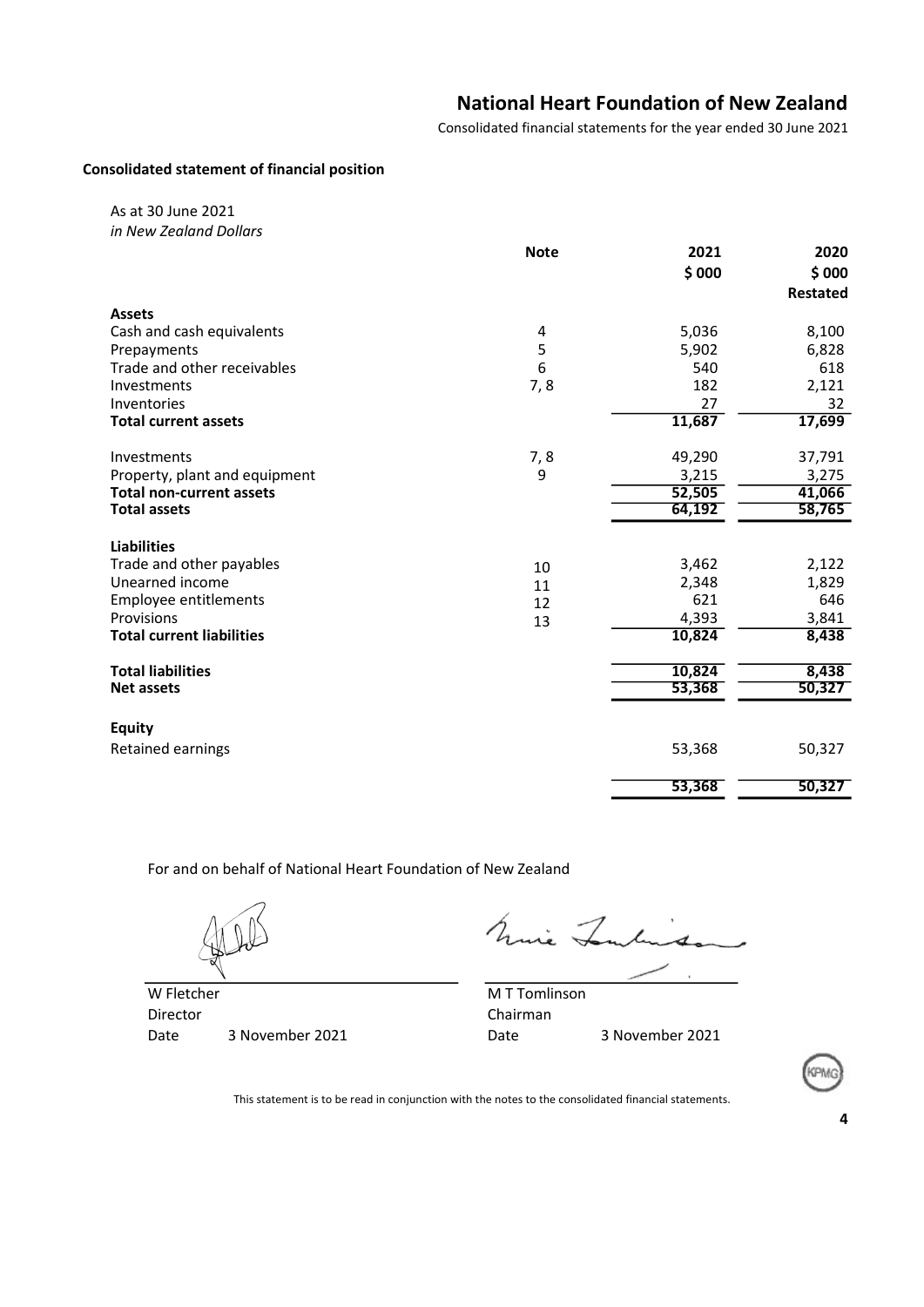# National Heart Foundation of New Zealand

Consolidated financial statements for the year ended 30 June 2021

## Consolidated statement of financial position

As at 30 June 2021
*in New Zealand Dollars*

| | Note | 2021 $ 000 | 2020 $ 000 Restated |
|---|---|---|---|
| **Assets** | | | |
| Cash and cash equivalents | 4 | 5,036 | 8,100 |
| Prepayments | 5 | 5,902 | 6,828 |
| Trade and other receivables | 6 | 540 | 618 |
| Investments | 7, 8 | 182 | 2,121 |
| Inventories | | 27 | 32 |
| **Total current assets** | | 11,687 | 17,699 |
| | | | |
| Investments | 7, 8 | 49,290 | 37,791 |
| Property, plant and equipment | 9 | 3,215 | 3,275 |
| **Total non-current assets** | | 52,505 | 41,066 |
| **Total assets** | | 64,192 | 58,765 |
| | | | |
| **Liabilities** | | | |
| Trade and other payables | 10 | 3,462 | 2,122 |
| Unearned income | 11 | 2,348 | 1,829 |
| Employee entitlements | 12 | 621 | 646 |
| Provisions | 13 | 4,393 | 3,841 |
| **Total current liabilities** | | 10,824 | 8,438 |
| | | | |
| **Total liabilities** | | 10,824 | 8,438 |
| **Net assets** | | 53,368 | 50,327 |
| | | | |
| **Equity** | | | |
| Retained earnings | | 53,368 | 50,327 |
| | | 53,368 | 50,327 |

For and on behalf of National Heart Foundation of New Zealand

W Fletcher
Director
Date 3 November 2021

M T Tomlinson
Chairman
Date 3 November 2021

This statement is to be read in conjunction with the notes to the consolidated financial statements.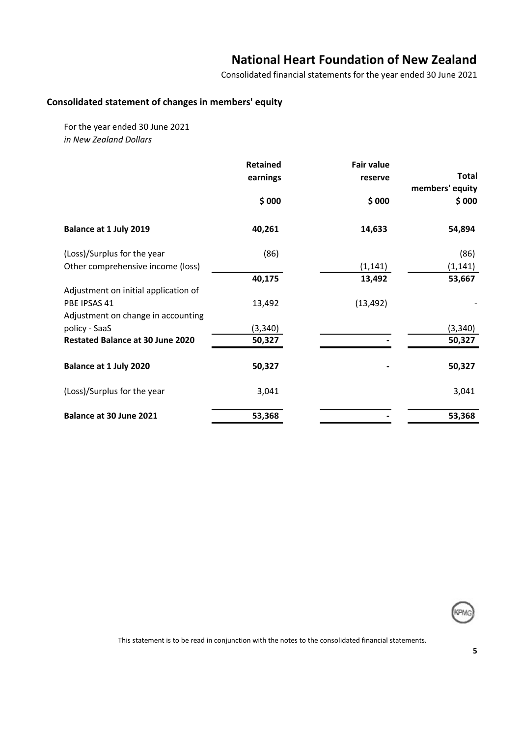# National Heart Foundation of New Zealand

Consolidated financial statements for the year ended 30 June 2021

## Consolidated statement of changes in members' equity

For the year ended 30 June 2021
*in New Zealand Dollars*

| | Retained earnings | Fair value reserve | Total members' equity |
|---|---|---|---|
| | $ 000 | $ 000 | $ 000 |
| **Balance at 1 July 2019** | **40,261** | **14,633** | **54,894** |
| (Loss)/Surplus for the year | (86) | | (86) |
| Other comprehensive income (loss) | | (1,141) | (1,141) |
| | **40,175** | **13,492** | **53,667** |
| Adjustment on initial application of PBE IPSAS 41 | 13,492 | (13,492) | - |
| Adjustment on change in accounting policy - SaaS | (3,340) | | (3,340) |
| **Restated Balance at 30 June 2020** | **50,327** | **-** | **50,327** |
| **Balance at 1 July 2020** | **50,327** | **-** | **50,327** |
| (Loss)/Surplus for the year | 3,041 | | 3,041 |
| **Balance at 30 June 2021** | **53,368** | **-** | **53,368** |

This statement is to be read in conjunction with the notes to the consolidated financial statements.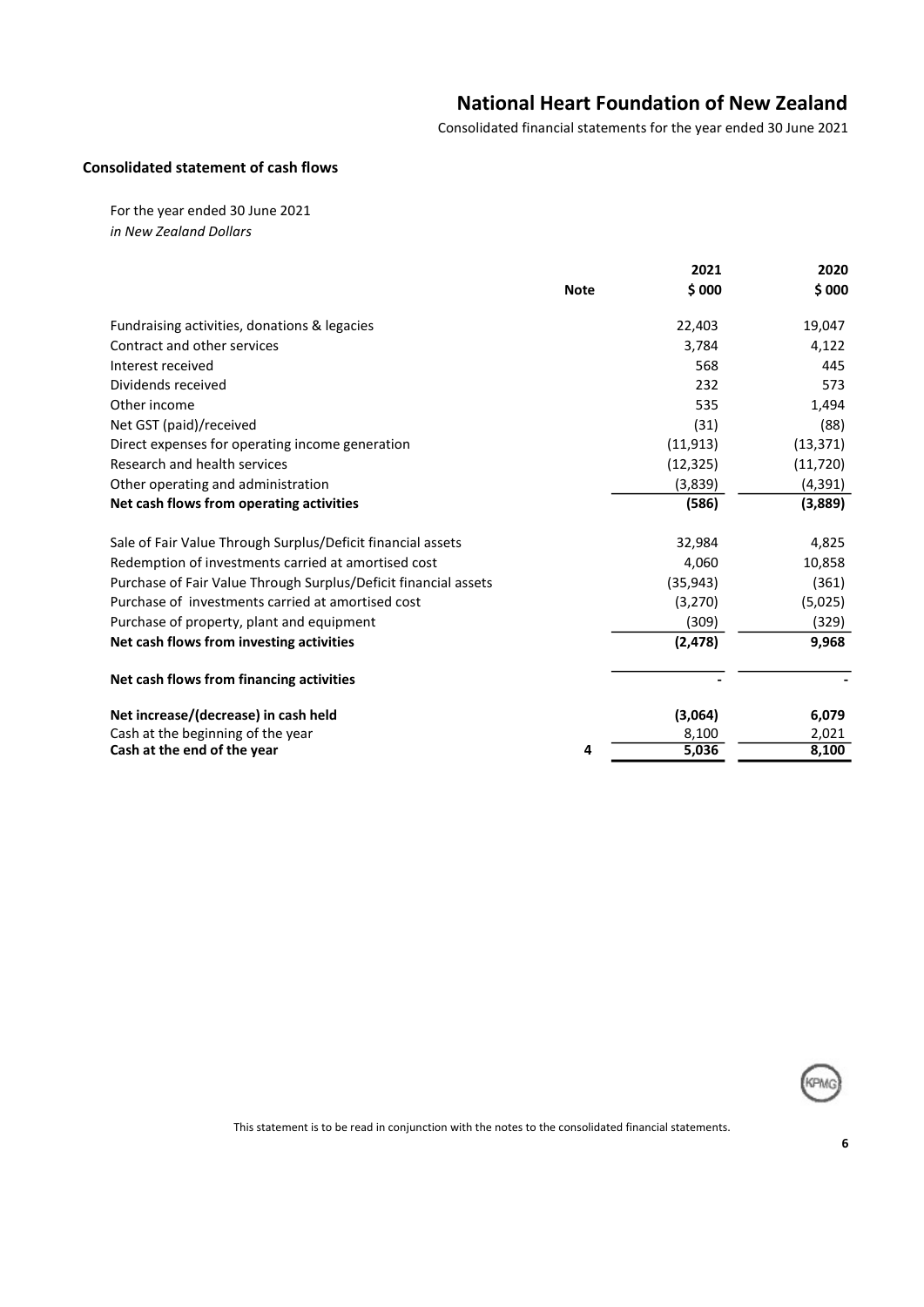# National Heart Foundation of New Zealand

Consolidated financial statements for the year ended 30 June 2021

## Consolidated statement of cash flows

For the year ended 30 June 2021
*in New Zealand Dollars*

| | Note | 2021<br>$ 000 | 2020<br>$ 000 |
|---|---|---|---|
| Fundraising activities, donations & legacies | | 22,403 | 19,047 |
| Contract and other services | | 3,784 | 4,122 |
| Interest received | | 568 | 445 |
| Dividends received | | 232 | 573 |
| Other income | | 535 | 1,494 |
| Net GST (paid)/received | | (31) | (88) |
| Direct expenses for operating income generation | | (11,913) | (13,371) |
| Research and health services | | (12,325) | (11,720) |
| Other operating and administration | | (3,839) | (4,391) |
| **Net cash flows from operating activities** | | **(586)** | **(3,889)** |
| Sale of Fair Value Through Surplus/Deficit financial assets | | 32,984 | 4,825 |
| Redemption of investments carried at amortised cost | | 4,060 | 10,858 |
| Purchase of Fair Value Through Surplus/Deficit financial assets | | (35,943) | (361) |
| Purchase of investments carried at amortised cost | | (3,270) | (5,025) |
| Purchase of property, plant and equipment | | (309) | (329) |
| **Net cash flows from investing activities** | | **(2,478)** | **9,968** |
| **Net cash flows from financing activities** | | **-** | **-** |
| **Net increase/(decrease) in cash held** | | **(3,064)** | **6,079** |
| Cash at the beginning of the year | | 8,100 | 2,021 |
| **Cash at the end of the year** | 4 | **5,036** | **8,100** |

This statement is to be read in conjunction with the notes to the consolidated financial statements.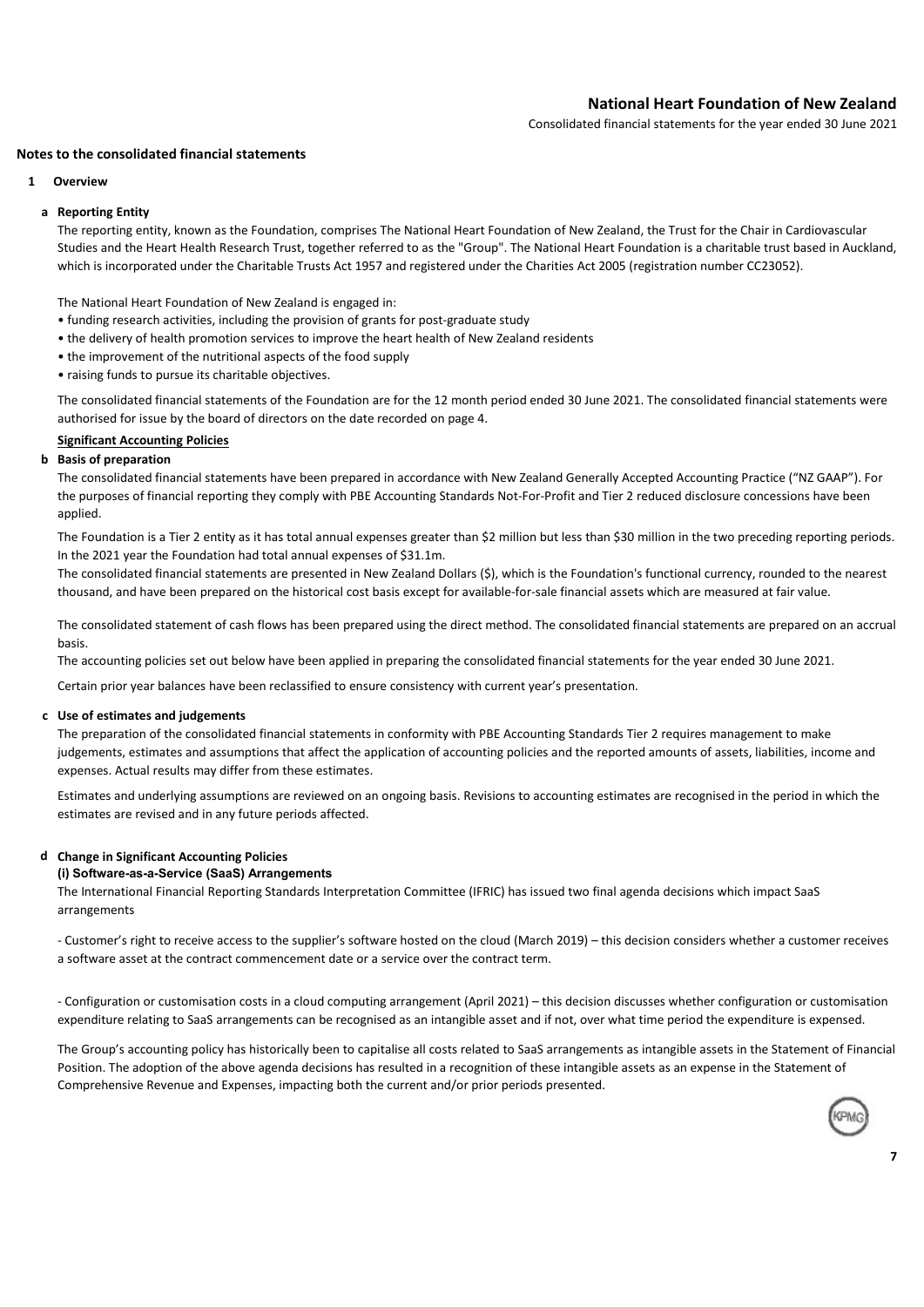## Notes to the consolidated financial statements

### 1 Overview

**a Reporting Entity**

The reporting entity, known as the Foundation, comprises The National Heart Foundation of New Zealand, the Trust for the Chair in Cardiovascular Studies and the Heart Health Research Trust, together referred to as the "Group". The National Heart Foundation is a charitable trust based in Auckland, which is incorporated under the Charitable Trusts Act 1957 and registered under the Charities Act 2005 (registration number CC23052).

The National Heart Foundation of New Zealand is engaged in:

- funding research activities, including the provision of grants for post-graduate study
- the delivery of health promotion services to improve the heart health of New Zealand residents
- the improvement of the nutritional aspects of the food supply
- raising funds to pursue its charitable objectives.

The consolidated financial statements of the Foundation are for the 12 month period ended 30 June 2021. The consolidated financial statements were authorised for issue by the board of directors on the date recorded on page 4.

**Significant Accounting Policies**

**b Basis of preparation**

The consolidated financial statements have been prepared in accordance with New Zealand Generally Accepted Accounting Practice ("NZ GAAP"). For the purposes of financial reporting they comply with PBE Accounting Standards Not-For-Profit and Tier 2 reduced disclosure concessions have been applied.

The Foundation is a Tier 2 entity as it has total annual expenses greater than $2 million but less than $30 million in the two preceding reporting periods. In the 2021 year the Foundation had total annual expenses of $31.1m.

The consolidated financial statements are presented in New Zealand Dollars ($), which is the Foundation's functional currency, rounded to the nearest thousand, and have been prepared on the historical cost basis except for available-for-sale financial assets which are measured at fair value.

The consolidated statement of cash flows has been prepared using the direct method. The consolidated financial statements are prepared on an accrual basis.

The accounting policies set out below have been applied in preparing the consolidated financial statements for the year ended 30 June 2021.

Certain prior year balances have been reclassified to ensure consistency with current year's presentation.

**c Use of estimates and judgements**

The preparation of the consolidated financial statements in conformity with PBE Accounting Standards Tier 2 requires management to make judgements, estimates and assumptions that affect the application of accounting policies and the reported amounts of assets, liabilities, income and expenses. Actual results may differ from these estimates.

Estimates and underlying assumptions are reviewed on an ongoing basis. Revisions to accounting estimates are recognised in the period in which the estimates are revised and in any future periods affected.

**d Change in Significant Accounting Policies**

**(i) Software-as-a-Service (SaaS) Arrangements**

The International Financial Reporting Standards Interpretation Committee (IFRIC) has issued two final agenda decisions which impact SaaS arrangements

- Customer's right to receive access to the supplier's software hosted on the cloud (March 2019) – this decision considers whether a customer receives a software asset at the contract commencement date or a service over the contract term.

- Configuration or customisation costs in a cloud computing arrangement (April 2021) – this decision discusses whether configuration or customisation expenditure relating to SaaS arrangements can be recognised as an intangible asset and if not, over what time period the expenditure is expensed.

The Group's accounting policy has historically been to capitalise all costs related to SaaS arrangements as intangible assets in the Statement of Financial Position. The adoption of the above agenda decisions has resulted in a recognition of these intangible assets as an expense in the Statement of Comprehensive Revenue and Expenses, impacting both the current and/or prior periods presented.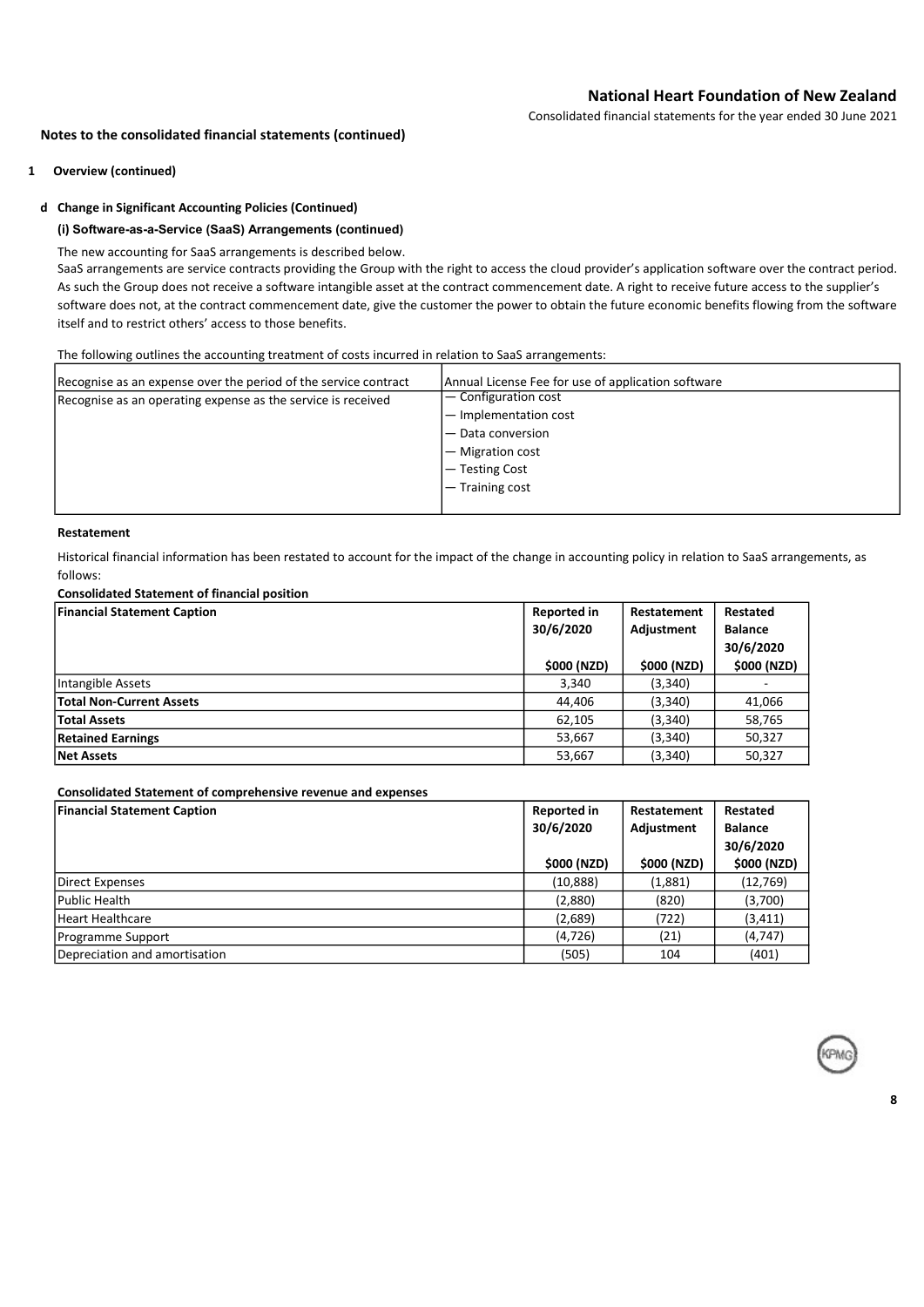## Notes to the consolidated financial statements (continued)

### 1 Overview (continued)

#### d Change in Significant Accounting Policies (Continued)

**(i) Software-as-a-Service (SaaS) Arrangements (continued)**

The new accounting for SaaS arrangements is described below.
SaaS arrangements are service contracts providing the Group with the right to access the cloud provider's application software over the contract period. As such the Group does not receive a software intangible asset at the contract commencement date. A right to receive future access to the supplier's software does not, at the contract commencement date, give the customer the power to obtain the future economic benefits flowing from the software itself and to restrict others' access to those benefits.

The following outlines the accounting treatment of costs incurred in relation to SaaS arrangements:

| | |
|---|---|
| Recognise as an expense over the period of the service contract | Annual License Fee for use of application software |
| Recognise as an operating expense as the service is received | — Configuration cost<br>— Implementation cost<br>— Data conversion<br>— Migration cost<br>— Testing Cost<br>— Training cost |

**Restatement**

Historical financial information has been restated to account for the impact of the change in accounting policy in relation to SaaS arrangements, as follows:

**Consolidated Statement of financial position**

| Financial Statement Caption | Reported in 30/6/2020 | Restatement Adjustment | Restated Balance 30/6/2020 |
|---|---|---|---|
| | $000 (NZD) | $000 (NZD) | $000 (NZD) |
| Intangible Assets | 3,340 | (3,340) | - |
| **Total Non-Current Assets** | 44,406 | (3,340) | 41,066 |
| **Total Assets** | 62,105 | (3,340) | 58,765 |
| **Retained Earnings** | 53,667 | (3,340) | 50,327 |
| **Net Assets** | 53,667 | (3,340) | 50,327 |

**Consolidated Statement of comprehensive revenue and expenses**

| Financial Statement Caption | Reported in 30/6/2020 | Restatement Adjustment | Restated Balance 30/6/2020 |
|---|---|---|---|
| | $000 (NZD) | $000 (NZD) | $000 (NZD) |
| Direct Expenses | (10,888) | (1,881) | (12,769) |
| Public Health | (2,880) | (820) | (3,700) |
| Heart Healthcare | (2,689) | (722) | (3,411) |
| Programme Support | (4,726) | (21) | (4,747) |
| Depreciation and amortisation | (505) | 104 | (401) |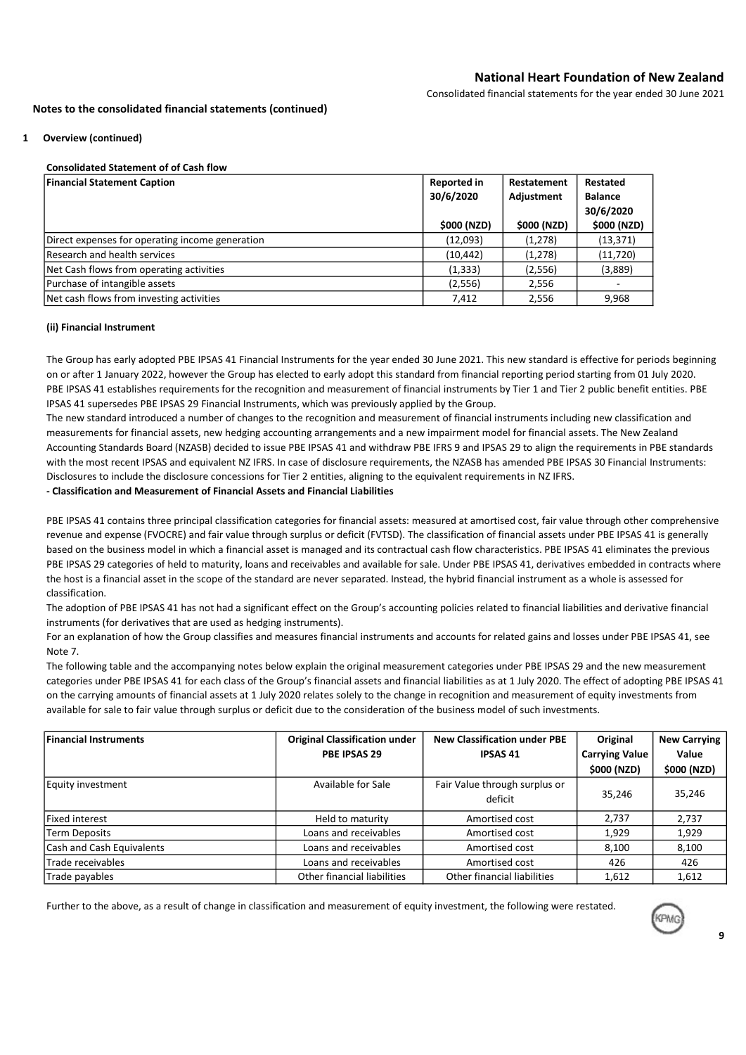## Notes to the consolidated financial statements (continued)

### 1 Overview (continued)

**Consolidated Statement of of Cash flow**

| Financial Statement Caption | Reported in 30/6/2020 | Restatement Adjustment | Restated Balance 30/6/2020 |
|---|---|---|---|
| | $000 (NZD) | $000 (NZD) | $000 (NZD) |
| Direct expenses for operating income generation | (12,093) | (1,278) | (13,371) |
| Research and health services | (10,442) | (1,278) | (11,720) |
| Net Cash flows from operating activities | (1,333) | (2,556) | (3,889) |
| Purchase of intangible assets | (2,556) | 2,556 | - |
| Net cash flows from investing activities | 7,412 | 2,556 | 9,968 |

**(ii) Financial Instrument**

The Group has early adopted PBE IPSAS 41 Financial Instruments for the year ended 30 June 2021. This new standard is effective for periods beginning on or after 1 January 2022, however the Group has elected to early adopt this standard from financial reporting period starting from 01 July 2020. PBE IPSAS 41 establishes requirements for the recognition and measurement of financial instruments by Tier 1 and Tier 2 public benefit entities. PBE IPSAS 41 supersedes PBE IPSAS 29 Financial Instruments, which was previously applied by the Group.
The new standard introduced a number of changes to the recognition and measurement of financial instruments including new classification and measurements for financial assets, new hedging accounting arrangements and a new impairment model for financial assets. The New Zealand Accounting Standards Board (NZASB) decided to issue PBE IPSAS 41 and withdraw PBE IFRS 9 and IPSAS 29 to align the requirements in PBE standards with the most recent IPSAS and equivalent NZ IFRS. In case of disclosure requirements, the NZASB has amended PBE IPSAS 30 Financial Instruments: Disclosures to include the disclosure concessions for Tier 2 entities, aligning to the equivalent requirements in NZ IFRS.

**- Classification and Measurement of Financial Assets and Financial Liabilities**

PBE IPSAS 41 contains three principal classification categories for financial assets: measured at amortised cost, fair value through other comprehensive revenue and expense (FVOCRE) and fair value through surplus or deficit (FVTSD). The classification of financial assets under PBE IPSAS 41 is generally based on the business model in which a financial asset is managed and its contractual cash flow characteristics. PBE IPSAS 41 eliminates the previous PBE IPSAS 29 categories of held to maturity, loans and receivables and available for sale. Under PBE IPSAS 41, derivatives embedded in contracts where the host is a financial asset in the scope of the standard are never separated. Instead, the hybrid financial instrument as a whole is assessed for classification.
The adoption of PBE IPSAS 41 has not had a significant effect on the Group's accounting policies related to financial liabilities and derivative financial instruments (for derivatives that are used as hedging instruments).
For an explanation of how the Group classifies and measures financial instruments and accounts for related gains and losses under PBE IPSAS 41, see Note 7.
The following table and the accompanying notes below explain the original measurement categories under PBE IPSAS 29 and the new measurement categories under PBE IPSAS 41 for each class of the Group's financial assets and financial liabilities as at 1 July 2020. The effect of adopting PBE IPSAS 41 on the carrying amounts of financial assets at 1 July 2020 relates solely to the change in recognition and measurement of equity investments from available for sale to fair value through surplus or deficit due to the consideration of the business model of such investments.

| Financial Instruments | Original Classification under PBE IPSAS 29 | New Classification under PBE IPSAS 41 | Original Carrying Value $000 (NZD) | New Carrying Value $000 (NZD) |
|---|---|---|---|---|
| Equity investment | Available for Sale | Fair Value through surplus or deficit | 35,246 | 35,246 |
| Fixed interest | Held to maturity | Amortised cost | 2,737 | 2,737 |
| Term Deposits | Loans and receivables | Amortised cost | 1,929 | 1,929 |
| Cash and Cash Equivalents | Loans and receivables | Amortised cost | 8,100 | 8,100 |
| Trade receivables | Loans and receivables | Amortised cost | 426 | 426 |
| Trade payables | Other financial liabilities | Other financial liabilities | 1,612 | 1,612 |

Further to the above, as a result of change in classification and measurement of equity investment, the following were restated.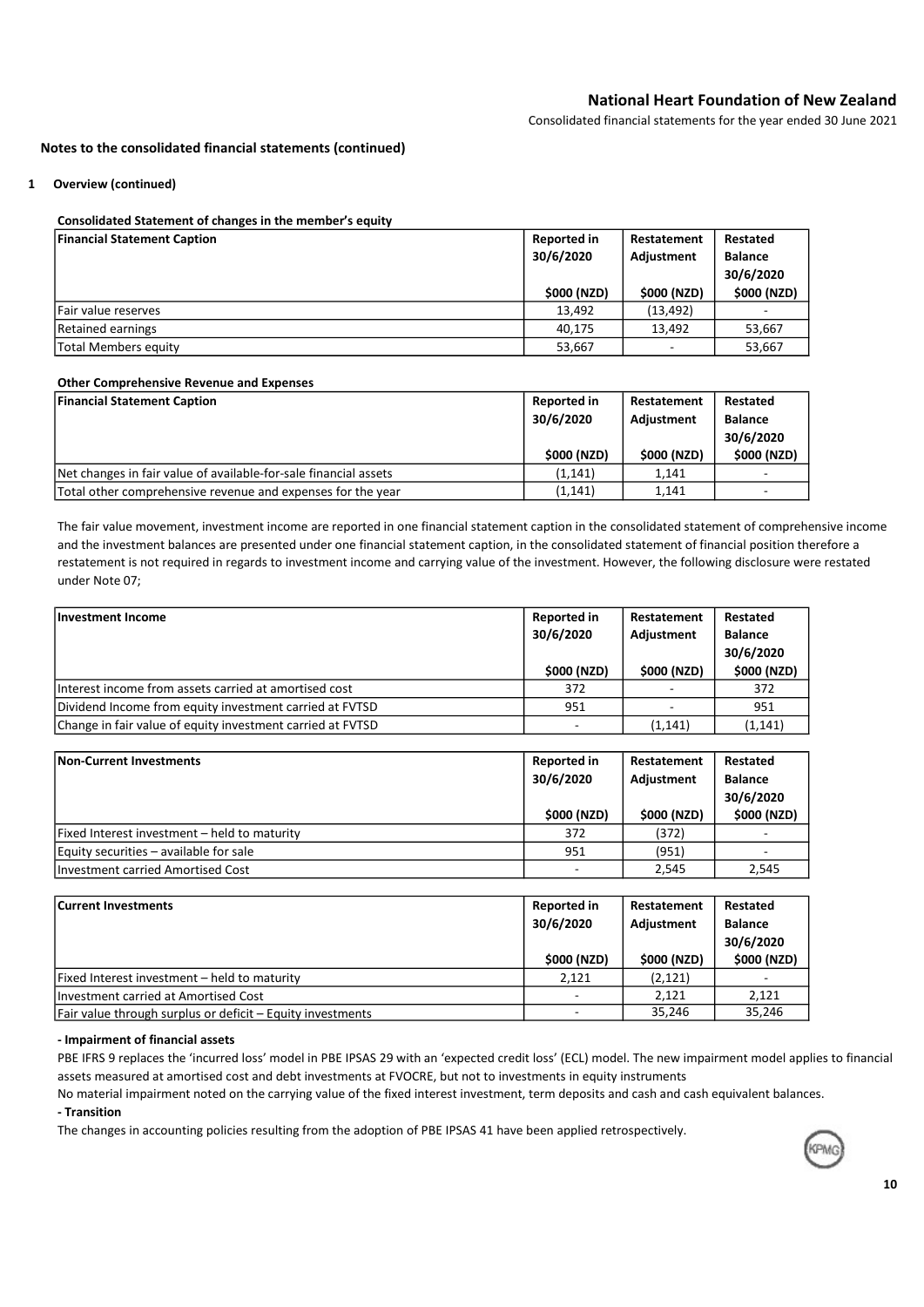## Notes to the consolidated financial statements (continued)

### 1 Overview (continued)

**Consolidated Statement of changes in the member's equity**

| Financial Statement Caption | Reported in 30/6/2020 | Restatement Adjustment | Restated Balance 30/6/2020 |
|---|---|---|---|
| | $000 (NZD) | $000 (NZD) | $000 (NZD) |
| Fair value reserves | 13,492 | (13,492) | - |
| Retained earnings | 40,175 | 13,492 | 53,667 |
| Total Members equity | 53,667 | - | 53,667 |

**Other Comprehensive Revenue and Expenses**

| Financial Statement Caption | Reported in 30/6/2020 | Restatement Adjustment | Restated Balance 30/6/2020 |
|---|---|---|---|
| | $000 (NZD) | $000 (NZD) | $000 (NZD) |
| Net changes in fair value of available-for-sale financial assets | (1,141) | 1,141 | - |
| Total other comprehensive revenue and expenses for the year | (1,141) | 1,141 | - |

The fair value movement, investment income are reported in one financial statement caption in the consolidated statement of comprehensive income and the investment balances are presented under one financial statement caption, in the consolidated statement of financial position therefore a restatement is not required in regards to investment income and carrying value of the investment. However, the following disclosure were restated under Note 07;

| Investment Income | Reported in 30/6/2020 | Restatement Adjustment | Restated Balance 30/6/2020 |
|---|---|---|---|
| | $000 (NZD) | $000 (NZD) | $000 (NZD) |
| Interest income from assets carried at amortised cost | 372 | - | 372 |
| Dividend Income from equity investment carried at FVTSD | 951 | - | 951 |
| Change in fair value of equity investment carried at FVTSD | - | (1,141) | (1,141) |

| Non-Current Investments | Reported in 30/6/2020 | Restatement Adjustment | Restated Balance 30/6/2020 |
|---|---|---|---|
| | $000 (NZD) | $000 (NZD) | $000 (NZD) |
| Fixed Interest investment – held to maturity | 372 | (372) | - |
| Equity securities – available for sale | 951 | (951) | - |
| Investment carried Amortised Cost | - | 2,545 | 2,545 |

| Current Investments | Reported in 30/6/2020 | Restatement Adjustment | Restated Balance 30/6/2020 |
|---|---|---|---|
| | $000 (NZD) | $000 (NZD) | $000 (NZD) |
| Fixed Interest investment – held to maturity | 2,121 | (2,121) | - |
| Investment carried at Amortised Cost | - | 2,121 | 2,121 |
| Fair value through surplus or deficit – Equity investments | - | 35,246 | 35,246 |

**- Impairment of financial assets**

PBE IFRS 9 replaces the 'incurred loss' model in PBE IPSAS 29 with an 'expected credit loss' (ECL) model. The new impairment model applies to financial assets measured at amortised cost and debt investments at FVOCRE, but not to investments in equity instruments

No material impairment noted on the carrying value of the fixed interest investment, term deposits and cash and cash equivalent balances.

**- Transition**

The changes in accounting policies resulting from the adoption of PBE IPSAS 41 have been applied retrospectively.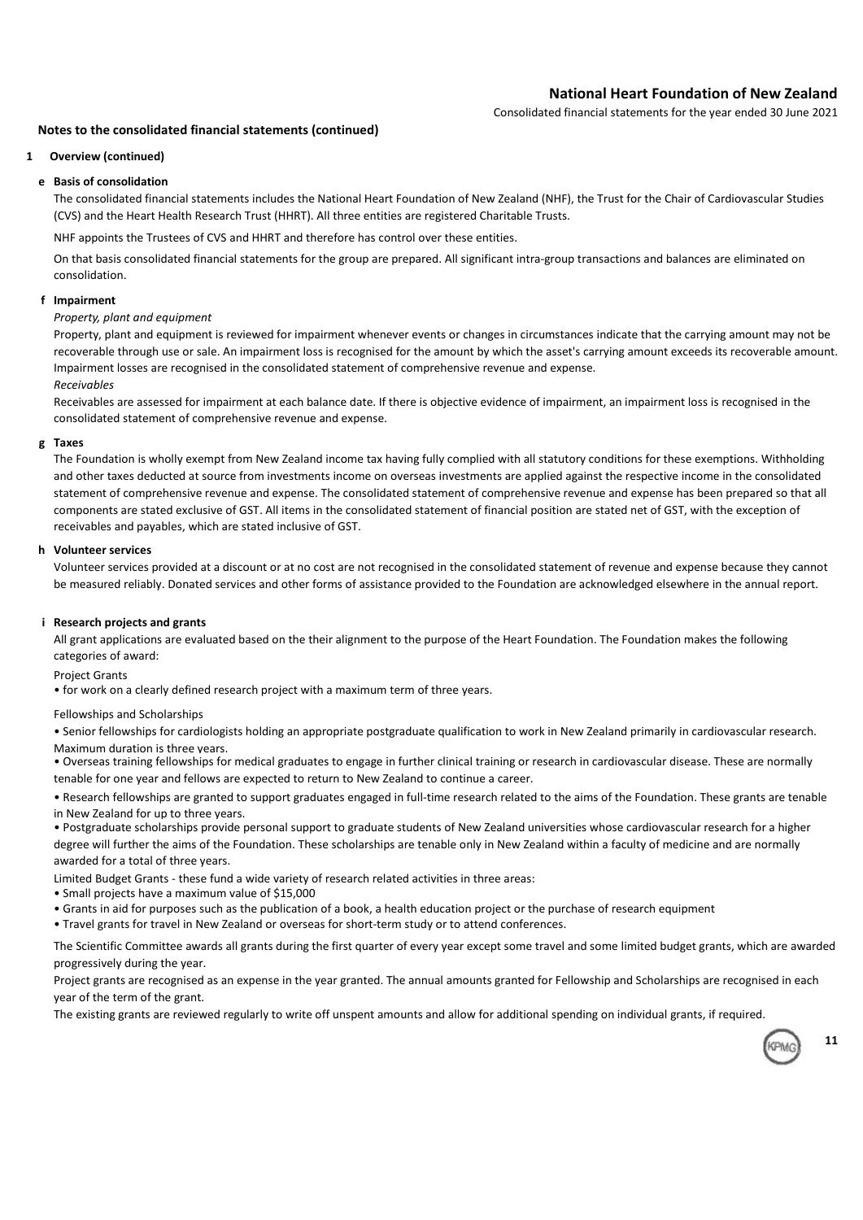## Notes to the consolidated financial statements (continued)

### 1 Overview (continued)

#### e Basis of consolidation

The consolidated financial statements includes the National Heart Foundation of New Zealand (NHF), the Trust for the Chair of Cardiovascular Studies (CVS) and the Heart Health Research Trust (HHRT). All three entities are registered Charitable Trusts.

NHF appoints the Trustees of CVS and HHRT and therefore has control over these entities.

On that basis consolidated financial statements for the group are prepared. All significant intra-group transactions and balances are eliminated on consolidation.

#### f Impairment

*Property, plant and equipment*

Property, plant and equipment is reviewed for impairment whenever events or changes in circumstances indicate that the carrying amount may not be recoverable through use or sale. An impairment loss is recognised for the amount by which the asset's carrying amount exceeds its recoverable amount. Impairment losses are recognised in the consolidated statement of comprehensive revenue and expense.

*Receivables*

Receivables are assessed for impairment at each balance date. If there is objective evidence of impairment, an impairment loss is recognised in the consolidated statement of comprehensive revenue and expense.

#### g Taxes

The Foundation is wholly exempt from New Zealand income tax having fully complied with all statutory conditions for these exemptions. Withholding and other taxes deducted at source from investments income on overseas investments are applied against the respective income in the consolidated statement of comprehensive revenue and expense. The consolidated statement of comprehensive revenue and expense has been prepared so that all components are stated exclusive of GST. All items in the consolidated statement of financial position are stated net of GST, with the exception of receivables and payables, which are stated inclusive of GST.

#### h Volunteer services

Volunteer services provided at a discount or at no cost are not recognised in the consolidated statement of revenue and expense because they cannot be measured reliably. Donated services and other forms of assistance provided to the Foundation are acknowledged elsewhere in the annual report.

#### i Research projects and grants

All grant applications are evaluated based on the their alignment to the purpose of the Heart Foundation. The Foundation makes the following categories of award:

Project Grants

- for work on a clearly defined research project with a maximum term of three years.

Fellowships and Scholarships

- Senior fellowships for cardiologists holding an appropriate postgraduate qualification to work in New Zealand primarily in cardiovascular research. Maximum duration is three years.
- Overseas training fellowships for medical graduates to engage in further clinical training or research in cardiovascular disease. These are normally tenable for one year and fellows are expected to return to New Zealand to continue a career.
- Research fellowships are granted to support graduates engaged in full-time research related to the aims of the Foundation. These grants are tenable in New Zealand for up to three years.
- Postgraduate scholarships provide personal support to graduate students of New Zealand universities whose cardiovascular research for a higher degree will further the aims of the Foundation. These scholarships are tenable only in New Zealand within a faculty of medicine and are normally awarded for a total of three years.

Limited Budget Grants - these fund a wide variety of research related activities in three areas:

- Small projects have a maximum value of $15,000
- Grants in aid for purposes such as the publication of a book, a health education project or the purchase of research equipment
- Travel grants for travel in New Zealand or overseas for short-term study or to attend conferences.

The Scientific Committee awards all grants during the first quarter of every year except some travel and some limited budget grants, which are awarded progressively during the year.

Project grants are recognised as an expense in the year granted. The annual amounts granted for Fellowship and Scholarships are recognised in each year of the term of the grant.

The existing grants are reviewed regularly to write off unspent amounts and allow for additional spending on individual grants, if required.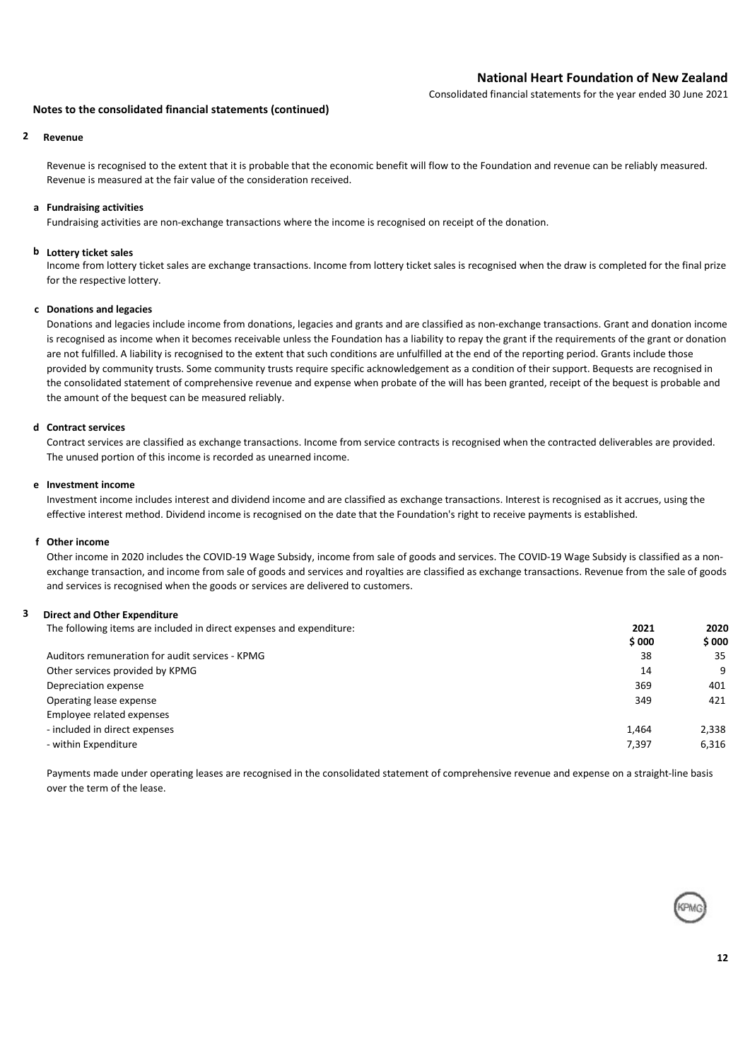## Notes to the consolidated financial statements (continued)

### 2 Revenue

Revenue is recognised to the extent that it is probable that the economic benefit will flow to the Foundation and revenue can be reliably measured. Revenue is measured at the fair value of the consideration received.

**a Fundraising activities**

Fundraising activities are non-exchange transactions where the income is recognised on receipt of the donation.

**b Lottery ticket sales**

Income from lottery ticket sales are exchange transactions. Income from lottery ticket sales is recognised when the draw is completed for the final prize for the respective lottery.

**c Donations and legacies**

Donations and legacies include income from donations, legacies and grants and are classified as non-exchange transactions. Grant and donation income is recognised as income when it becomes receivable unless the Foundation has a liability to repay the grant if the requirements of the grant or donation are not fulfilled. A liability is recognised to the extent that such conditions are unfulfilled at the end of the reporting period. Grants include those provided by community trusts. Some community trusts require specific acknowledgement as a condition of their support. Bequests are recognised in the consolidated statement of comprehensive revenue and expense when probate of the will has been granted, receipt of the bequest is probable and the amount of the bequest can be measured reliably.

**d Contract services**

Contract services are classified as exchange transactions. Income from service contracts is recognised when the contracted deliverables are provided. The unused portion of this income is recorded as unearned income.

**e Investment income**

Investment income includes interest and dividend income and are classified as exchange transactions. Interest is recognised as it accrues, using the effective interest method. Dividend income is recognised on the date that the Foundation's right to receive payments is established.

**f Other income**

Other income in 2020 includes the COVID-19 Wage Subsidy, income from sale of goods and services. The COVID-19 Wage Subsidy is classified as a non-exchange transaction, and income from sale of goods and services and royalties are classified as exchange transactions. Revenue from the sale of goods and services is recognised when the goods or services are delivered to customers.

### 3 Direct and Other Expenditure

| The following items are included in direct expenses and expenditure: | 2021<br>$ 000 | 2020<br>$ 000 |
|---|---|---|
| Auditors remuneration for audit services - KPMG | 38 | 35 |
| Other services provided by KPMG | 14 | 9 |
| Depreciation expense | 369 | 401 |
| Operating lease expense | 349 | 421 |
| Employee related expenses | | |
| - included in direct expenses | 1,464 | 2,338 |
| - within Expenditure | 7,397 | 6,316 |

Payments made under operating leases are recognised in the consolidated statement of comprehensive revenue and expense on a straight-line basis over the term of the lease.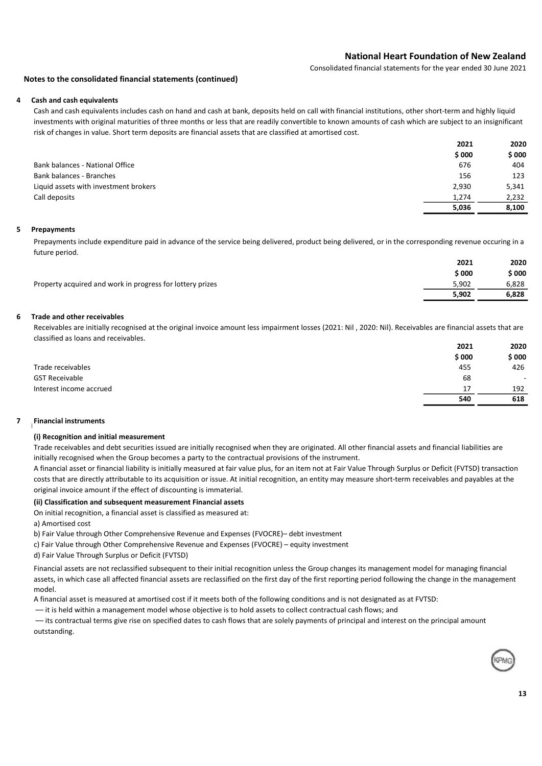**Notes to the consolidated financial statements (continued)**

## 4 Cash and cash equivalents

Cash and cash equivalents includes cash on hand and cash at bank, deposits held on call with financial institutions, other short-term and highly liquid investments with original maturities of three months or less that are readily convertible to known amounts of cash which are subject to an insignificant risk of changes in value. Short term deposits are financial assets that are classified at amortised cost.

| | 2021 | 2020 |
|---|---|---|
| | $ 000 | $ 000 |
| Bank balances - National Office | 676 | 404 |
| Bank balances - Branches | 156 | 123 |
| Liquid assets with investment brokers | 2,930 | 5,341 |
| Call deposits | 1,274 | 2,232 |
| | **5,036** | **8,100** |

## 5 Prepayments

Prepayments include expenditure paid in advance of the service being delivered, product being delivered, or in the corresponding revenue occuring in a future period.

| | 2021 | 2020 |
|---|---|---|
| | $ 000 | $ 000 |
| Property acquired and work in progress for lottery prizes | 5,902 | 6,828 |
| | **5,902** | **6,828** |

## 6 Trade and other receivables

Receivables are initially recognised at the original invoice amount less impairment losses (2021: Nil , 2020: Nil). Receivables are financial assets that are classified as loans and receivables.

| | 2021 | 2020 |
|---|---|---|
| | $ 000 | $ 000 |
| Trade receivables | 455 | 426 |
| GST Receivable | 68 | - |
| Interest income accrued | 17 | 192 |
| | **540** | **618** |

## 7 Financial instruments

**(i) Recognition and initial measurement**

Trade receivables and debt securities issued are initially recognised when they are originated. All other financial assets and financial liabilities are initially recognised when the Group becomes a party to the contractual provisions of the instrument.

A financial asset or financial liability is initially measured at fair value plus, for an item not at Fair Value Through Surplus or Deficit (FVTSD) transaction costs that are directly attributable to its acquisition or issue. At initial recognition, an entity may measure short-term receivables and payables at the original invoice amount if the effect of discounting is immaterial.

**(ii) Classification and subsequent measurement Financial assets**

On initial recognition, a financial asset is classified as measured at:

a) Amortised cost

b) Fair Value through Other Comprehensive Revenue and Expenses (FVOCRE)– debt investment

c) Fair Value through Other Comprehensive Revenue and Expenses (FVOCRE) – equity investment

d) Fair Value Through Surplus or Deficit (FVTSD)

Financial assets are not reclassified subsequent to their initial recognition unless the Group changes its management model for managing financial assets, in which case all affected financial assets are reclassified on the first day of the first reporting period following the change in the management model.

A financial asset is measured at amortised cost if it meets both of the following conditions and is not designated as at FVTSD:

— it is held within a management model whose objective is to hold assets to collect contractual cash flows; and

— its contractual terms give rise on specified dates to cash flows that are solely payments of principal and interest on the principal amount outstanding.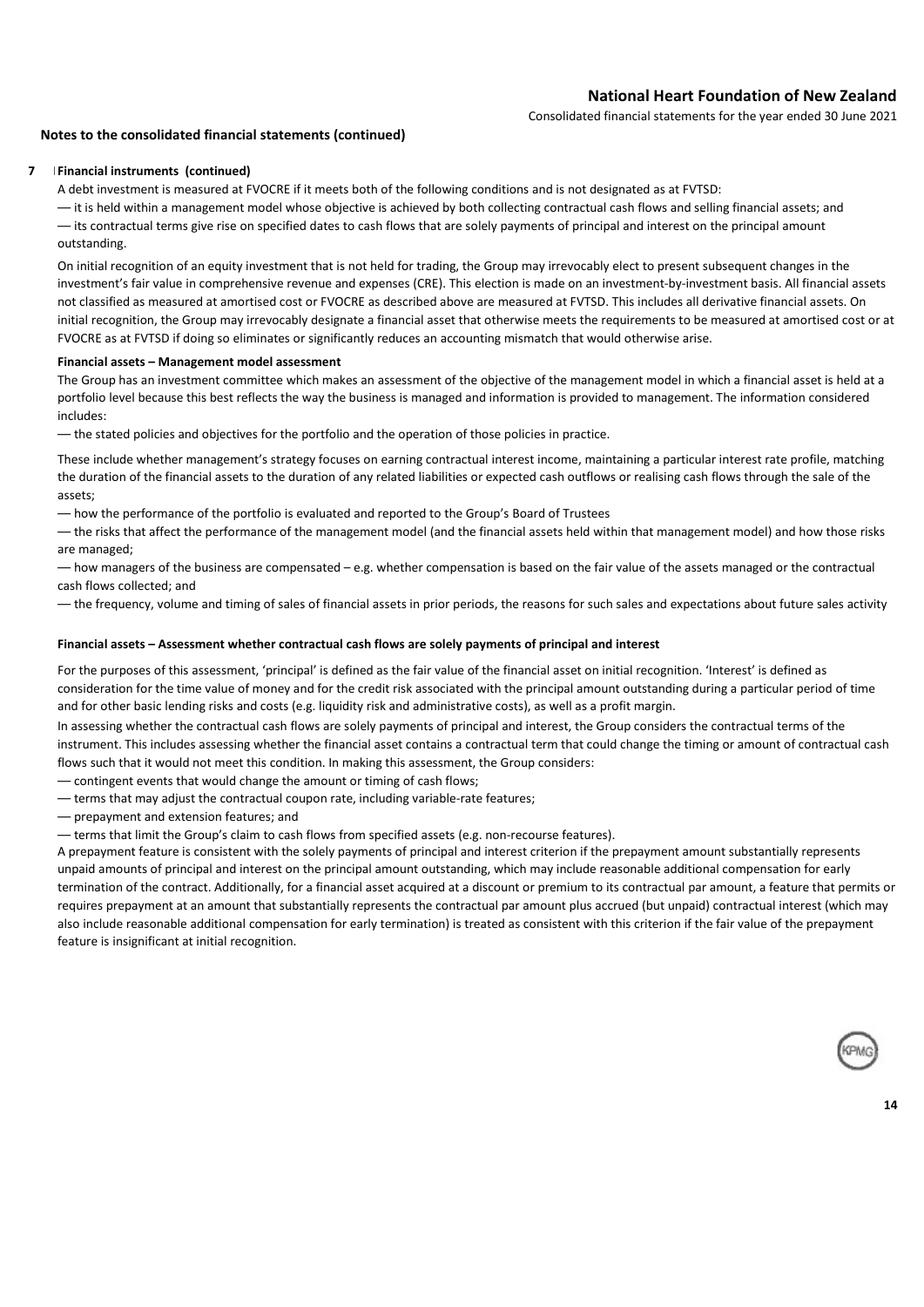## Notes to the consolidated financial statements (continued)

### 7 Financial instruments (continued)

A debt investment is measured at FVOCRE if it meets both of the following conditions and is not designated as at FVTSD:

— it is held within a management model whose objective is achieved by both collecting contractual cash flows and selling financial assets; and

— its contractual terms give rise on specified dates to cash flows that are solely payments of principal and interest on the principal amount outstanding.

On initial recognition of an equity investment that is not held for trading, the Group may irrevocably elect to present subsequent changes in the investment's fair value in comprehensive revenue and expenses (CRE). This election is made on an investment-by-investment basis. All financial assets not classified as measured at amortised cost or FVOCRE as described above are measured at FVTSD. This includes all derivative financial assets. On initial recognition, the Group may irrevocably designate a financial asset that otherwise meets the requirements to be measured at amortised cost or at FVOCRE as at FVTSD if doing so eliminates or significantly reduces an accounting mismatch that would otherwise arise.

**Financial assets – Management model assessment**

The Group has an investment committee which makes an assessment of the objective of the management model in which a financial asset is held at a portfolio level because this best reflects the way the business is managed and information is provided to management. The information considered includes:

— the stated policies and objectives for the portfolio and the operation of those policies in practice.

These include whether management's strategy focuses on earning contractual interest income, maintaining a particular interest rate profile, matching the duration of the financial assets to the duration of any related liabilities or expected cash outflows or realising cash flows through the sale of the assets;

— how the performance of the portfolio is evaluated and reported to the Group's Board of Trustees

— the risks that affect the performance of the management model (and the financial assets held within that management model) and how those risks are managed;

— how managers of the business are compensated – e.g. whether compensation is based on the fair value of the assets managed or the contractual cash flows collected; and

— the frequency, volume and timing of sales of financial assets in prior periods, the reasons for such sales and expectations about future sales activity

**Financial assets – Assessment whether contractual cash flows are solely payments of principal and interest**

For the purposes of this assessment, 'principal' is defined as the fair value of the financial asset on initial recognition. 'Interest' is defined as consideration for the time value of money and for the credit risk associated with the principal amount outstanding during a particular period of time and for other basic lending risks and costs (e.g. liquidity risk and administrative costs), as well as a profit margin.

In assessing whether the contractual cash flows are solely payments of principal and interest, the Group considers the contractual terms of the instrument. This includes assessing whether the financial asset contains a contractual term that could change the timing or amount of contractual cash flows such that it would not meet this condition. In making this assessment, the Group considers:

— contingent events that would change the amount or timing of cash flows;

— terms that may adjust the contractual coupon rate, including variable-rate features;

— prepayment and extension features; and

— terms that limit the Group's claim to cash flows from specified assets (e.g. non-recourse features).

A prepayment feature is consistent with the solely payments of principal and interest criterion if the prepayment amount substantially represents unpaid amounts of principal and interest on the principal amount outstanding, which may include reasonable additional compensation for early termination of the contract. Additionally, for a financial asset acquired at a discount or premium to its contractual par amount, a feature that permits or requires prepayment at an amount that substantially represents the contractual par amount plus accrued (but unpaid) contractual interest (which may also include reasonable additional compensation for early termination) is treated as consistent with this criterion if the fair value of the prepayment feature is insignificant at initial recognition.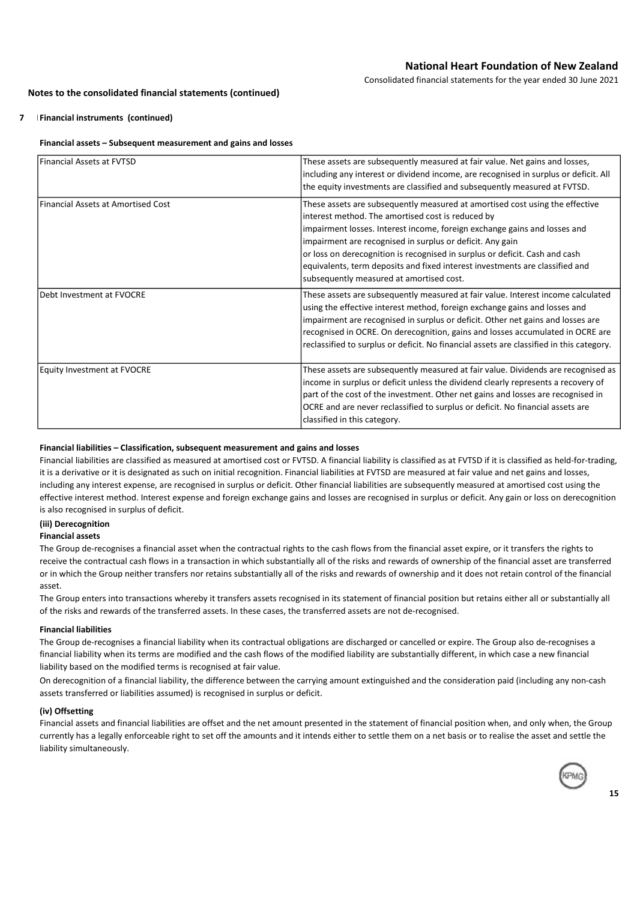## Notes to the consolidated financial statements (continued)

### 7 Financial instruments (continued)

**Financial assets – Subsequent measurement and gains and losses**

| | |
|---|---|
| Financial Assets at FVTSD | These assets are subsequently measured at fair value. Net gains and losses, including any interest or dividend income, are recognised in surplus or deficit. All the equity investments are classified and subsequently measured at FVTSD. |
| Financial Assets at Amortised Cost | These assets are subsequently measured at amortised cost using the effective interest method. The amortised cost is reduced by impairment losses. Interest income, foreign exchange gains and losses and impairment are recognised in surplus or deficit. Any gain or loss on derecognition is recognised in surplus or deficit. Cash and cash equivalents, term deposits and fixed interest investments are classified and subsequently measured at amortised cost. |
| Debt Investment at FVOCRE | These assets are subsequently measured at fair value. Interest income calculated using the effective interest method, foreign exchange gains and losses and impairment are recognised in surplus or deficit. Other net gains and losses are recognised in OCRE. On derecognition, gains and losses accumulated in OCRE are reclassified to surplus or deficit. No financial assets are classified in this category. |
| Equity Investment at FVOCRE | These assets are subsequently measured at fair value. Dividends are recognised as income in surplus or deficit unless the dividend clearly represents a recovery of part of the cost of the investment. Other net gains and losses are recognised in OCRE and are never reclassified to surplus or deficit. No financial assets are classified in this category. |

**Financial liabilities – Classification, subsequent measurement and gains and losses**

Financial liabilities are classified as measured at amortised cost or FVTSD. A financial liability is classified as at FVTSD if it is classified as held-for-trading, it is a derivative or it is designated as such on initial recognition. Financial liabilities at FVTSD are measured at fair value and net gains and losses, including any interest expense, are recognised in surplus or deficit. Other financial liabilities are subsequently measured at amortised cost using the effective interest method. Interest expense and foreign exchange gains and losses are recognised in surplus or deficit. Any gain or loss on derecognition is also recognised in surplus of deficit.

**(iii) Derecognition**

**Financial assets**

The Group de-recognises a financial asset when the contractual rights to the cash flows from the financial asset expire, or it transfers the rights to receive the contractual cash flows in a transaction in which substantially all of the risks and rewards of ownership of the financial asset are transferred or in which the Group neither transfers nor retains substantially all of the risks and rewards of ownership and it does not retain control of the financial asset.

The Group enters into transactions whereby it transfers assets recognised in its statement of financial position but retains either all or substantially all of the risks and rewards of the transferred assets. In these cases, the transferred assets are not de-recognised.

**Financial liabilities**

The Group de-recognises a financial liability when its contractual obligations are discharged or cancelled or expire. The Group also de-recognises a financial liability when its terms are modified and the cash flows of the modified liability are substantially different, in which case a new financial liability based on the modified terms is recognised at fair value.

On derecognition of a financial liability, the difference between the carrying amount extinguished and the consideration paid (including any non-cash assets transferred or liabilities assumed) is recognised in surplus or deficit.

**(iv) Offsetting**

Financial assets and financial liabilities are offset and the net amount presented in the statement of financial position when, and only when, the Group currently has a legally enforceable right to set off the amounts and it intends either to settle them on a net basis or to realise the asset and settle the liability simultaneously.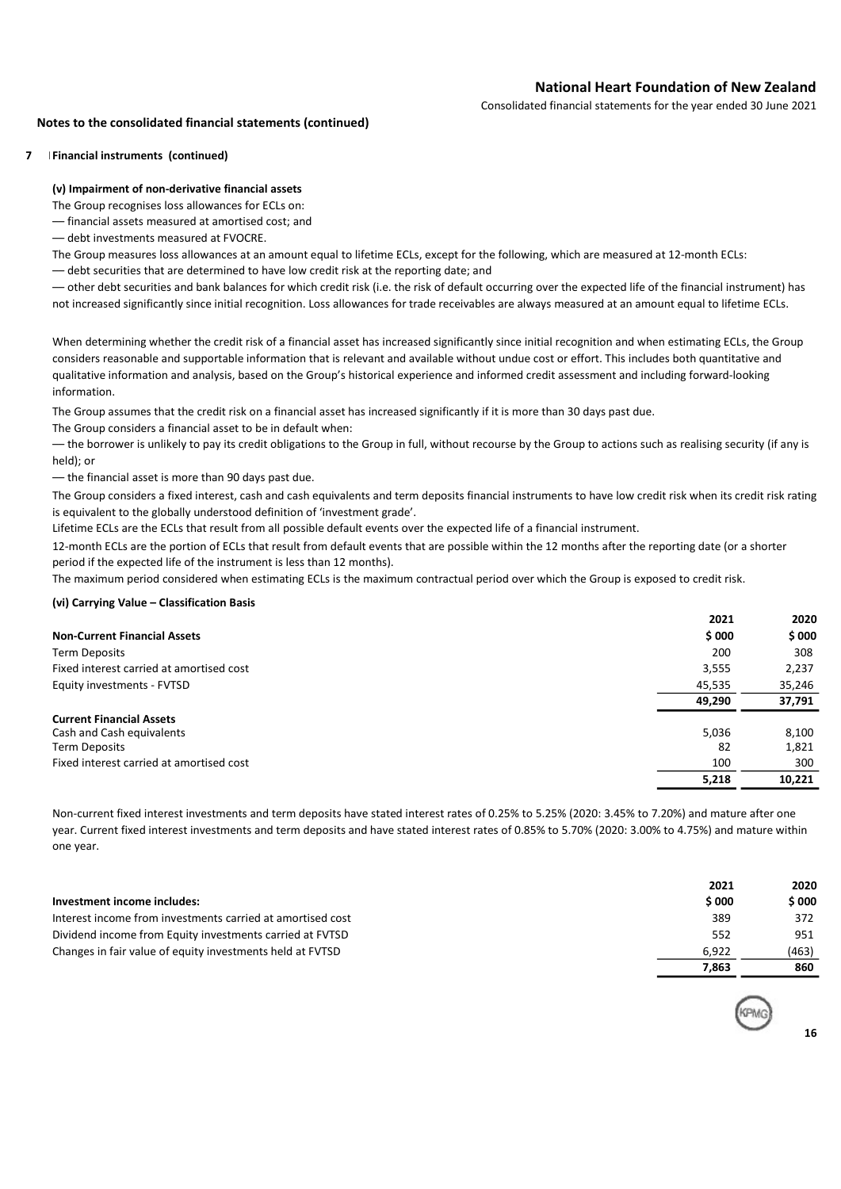## Notes to the consolidated financial statements (continued)

### 7 Financial instruments (continued)

**(v) Impairment of non-derivative financial assets**

The Group recognises loss allowances for ECLs on:

— financial assets measured at amortised cost; and

— debt investments measured at FVOCRE.

The Group measures loss allowances at an amount equal to lifetime ECLs, except for the following, which are measured at 12-month ECLs:

— debt securities that are determined to have low credit risk at the reporting date; and

— other debt securities and bank balances for which credit risk (i.e. the risk of default occurring over the expected life of the financial instrument) has not increased significantly since initial recognition. Loss allowances for trade receivables are always measured at an amount equal to lifetime ECLs.

When determining whether the credit risk of a financial asset has increased significantly since initial recognition and when estimating ECLs, the Group considers reasonable and supportable information that is relevant and available without undue cost or effort. This includes both quantitative and qualitative information and analysis, based on the Group's historical experience and informed credit assessment and including forward-looking information.

The Group assumes that the credit risk on a financial asset has increased significantly if it is more than 30 days past due.

The Group considers a financial asset to be in default when:

— the borrower is unlikely to pay its credit obligations to the Group in full, without recourse by the Group to actions such as realising security (if any is held); or

— the financial asset is more than 90 days past due.

The Group considers a fixed interest, cash and cash equivalents and term deposits financial instruments to have low credit risk when its credit risk rating is equivalent to the globally understood definition of 'investment grade'.

Lifetime ECLs are the ECLs that result from all possible default events over the expected life of a financial instrument.

12-month ECLs are the portion of ECLs that result from default events that are possible within the 12 months after the reporting date (or a shorter period if the expected life of the instrument is less than 12 months).

The maximum period considered when estimating ECLs is the maximum contractual period over which the Group is exposed to credit risk.

**(vi) Carrying Value – Classification Basis**

| | 2021 | 2020 |
|---|---|---|
| **Non-Current Financial Assets** | **$ 000** | **$ 000** |
| Term Deposits | 200 | 308 |
| Fixed interest carried at amortised cost | 3,555 | 2,237 |
| Equity investments - FVTSD | 45,535 | 35,246 |
| | **49,290** | **37,791** |
| **Current Financial Assets** | | |
| Cash and Cash equivalents | 5,036 | 8,100 |
| Term Deposits | 82 | 1,821 |
| Fixed interest carried at amortised cost | 100 | 300 |
| | **5,218** | **10,221** |

Non-current fixed interest investments and term deposits have stated interest rates of 0.25% to 5.25% (2020: 3.45% to 7.20%) and mature after one year. Current fixed interest investments and term deposits and have stated interest rates of 0.85% to 5.70% (2020: 3.00% to 4.75%) and mature within one year.

| | 2021 | 2020 |
|---|---|---|
| **Investment income includes:** | **$ 000** | **$ 000** |
| Interest income from investments carried at amortised cost | 389 | 372 |
| Dividend income from Equity investments carried at FVTSD | 552 | 951 |
| Changes in fair value of equity investments held at FVTSD | 6,922 | (463) |
| | **7,863** | **860** |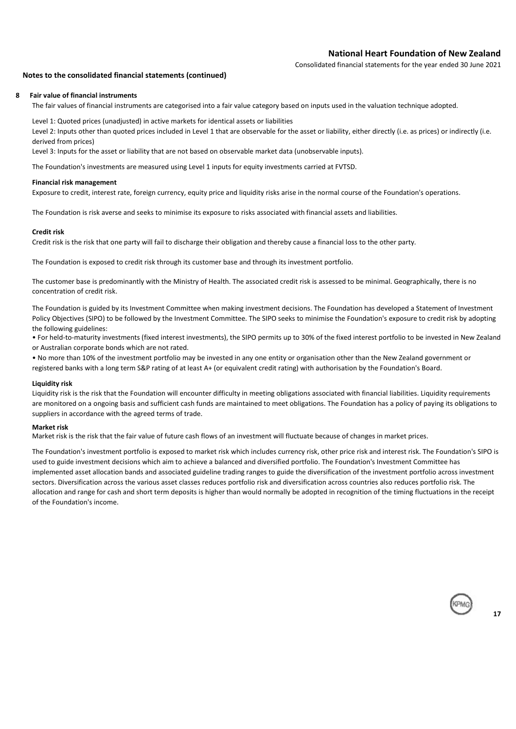## Notes to the consolidated financial statements (continued)

### 8 Fair value of financial instruments

The fair values of financial instruments are categorised into a fair value category based on inputs used in the valuation technique adopted.

Level 1: Quoted prices (unadjusted) in active markets for identical assets or liabilities

Level 2: Inputs other than quoted prices included in Level 1 that are observable for the asset or liability, either directly (i.e. as prices) or indirectly (i.e. derived from prices)

Level 3: Inputs for the asset or liability that are not based on observable market data (unobservable inputs).

The Foundation's investments are measured using Level 1 inputs for equity investments carried at FVTSD.

**Financial risk management**

Exposure to credit, interest rate, foreign currency, equity price and liquidity risks arise in the normal course of the Foundation's operations.

The Foundation is risk averse and seeks to minimise its exposure to risks associated with financial assets and liabilities.

**Credit risk**

Credit risk is the risk that one party will fail to discharge their obligation and thereby cause a financial loss to the other party.

The Foundation is exposed to credit risk through its customer base and through its investment portfolio.

The customer base is predominantly with the Ministry of Health. The associated credit risk is assessed to be minimal. Geographically, there is no concentration of credit risk.

The Foundation is guided by its Investment Committee when making investment decisions. The Foundation has developed a Statement of Investment Policy Objectives (SIPO) to be followed by the Investment Committee. The SIPO seeks to minimise the Foundation's exposure to credit risk by adopting the following guidelines:

• For held-to-maturity investments (fixed interest investments), the SIPO permits up to 30% of the fixed interest portfolio to be invested in New Zealand or Australian corporate bonds which are not rated.

• No more than 10% of the investment portfolio may be invested in any one entity or organisation other than the New Zealand government or registered banks with a long term S&P rating of at least A+ (or equivalent credit rating) with authorisation by the Foundation's Board.

**Liquidity risk**

Liquidity risk is the risk that the Foundation will encounter difficulty in meeting obligations associated with financial liabilities. Liquidity requirements are monitored on a ongoing basis and sufficient cash funds are maintained to meet obligations. The Foundation has a policy of paying its obligations to suppliers in accordance with the agreed terms of trade.

**Market risk**

Market risk is the risk that the fair value of future cash flows of an investment will fluctuate because of changes in market prices.

The Foundation's investment portfolio is exposed to market risk which includes currency risk, other price risk and interest risk. The Foundation's SIPO is used to guide investment decisions which aim to achieve a balanced and diversified portfolio. The Foundation's Investment Committee has implemented asset allocation bands and associated guideline trading ranges to guide the diversification of the investment portfolio across investment sectors. Diversification across the various asset classes reduces portfolio risk and diversification across countries also reduces portfolio risk. The allocation and range for cash and short term deposits is higher than would normally be adopted in recognition of the timing fluctuations in the receipt of the Foundation's income.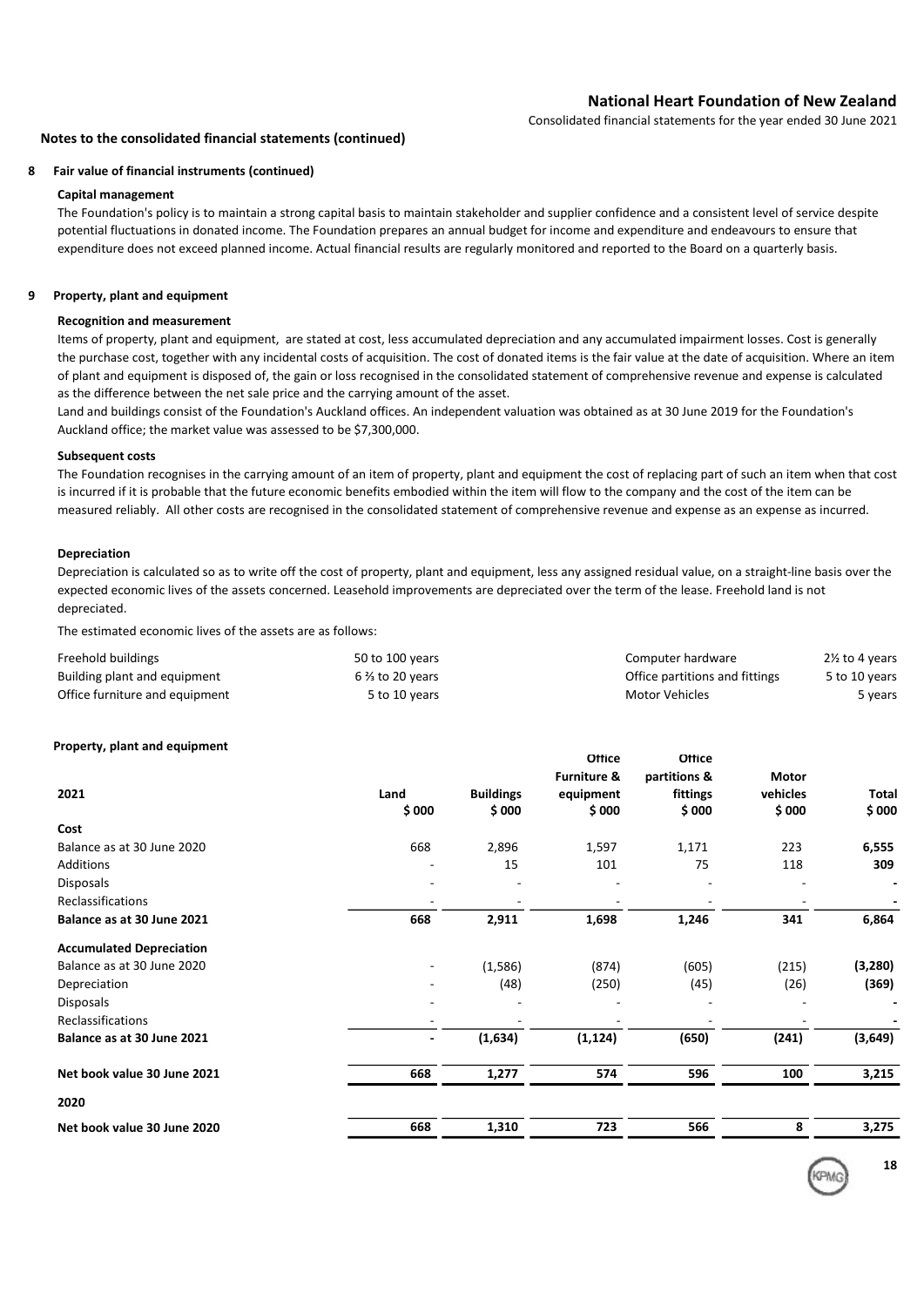## Notes to the consolidated financial statements (continued)

### 8 Fair value of financial instruments (continued)

#### Capital management

The Foundation's policy is to maintain a strong capital basis to maintain stakeholder and supplier confidence and a consistent level of service despite potential fluctuations in donated income. The Foundation prepares an annual budget for income and expenditure and endeavours to ensure that expenditure does not exceed planned income. Actual financial results are regularly monitored and reported to the Board on a quarterly basis.

### 9 Property, plant and equipment

#### Recognition and measurement

Items of property, plant and equipment, are stated at cost, less accumulated depreciation and any accumulated impairment losses. Cost is generally the purchase cost, together with any incidental costs of acquisition. The cost of donated items is the fair value at the date of acquisition. Where an item of plant and equipment is disposed of, the gain or loss recognised in the consolidated statement of comprehensive revenue and expense is calculated as the difference between the net sale price and the carrying amount of the asset.

Land and buildings consist of the Foundation's Auckland offices. An independent valuation was obtained as at 30 June 2019 for the Foundation's Auckland office; the market value was assessed to be $7,300,000.

#### Subsequent costs

The Foundation recognises in the carrying amount of an item of property, plant and equipment the cost of replacing part of such an item when that cost is incurred if it is probable that the future economic benefits embodied within the item will flow to the company and the cost of the item can be measured reliably. All other costs are recognised in the consolidated statement of comprehensive revenue and expense as an expense as incurred.

#### Depreciation

Depreciation is calculated so as to write off the cost of property, plant and equipment, less any assigned residual value, on a straight-line basis over the expected economic lives of the assets concerned. Leasehold improvements are depreciated over the term of the lease. Freehold land is not depreciated.

The estimated economic lives of the assets are as follows:

| | | | |
|---|---|---|---|
| Freehold buildings | 50 to 100 years | Computer hardware | 2½ to 4 years |
| Building plant and equipment | 6 ⅔ to 20 years | Office partitions and fittings | 5 to 10 years |
| Office furniture and equipment | 5 to 10 years | Motor Vehicles | 5 years |

#### Property, plant and equipment

| 2021 | Land $ 000 | Buildings $ 000 | Office Furniture & equipment $ 000 | Office partitions & fittings $ 000 | Motor vehicles $ 000 | Total $ 000 |
|---|---|---|---|---|---|---|
| **Cost** | | | | | | |
| Balance as at 30 June 2020 | 668 | 2,896 | 1,597 | 1,171 | 223 | **6,555** |
| Additions | - | 15 | 101 | 75 | 118 | **309** |
| Disposals | - | - | - | - | - | **-** |
| Reclassifications | - | - | - | - | - | **-** |
| **Balance as at 30 June 2021** | **668** | **2,911** | **1,698** | **1,246** | **341** | **6,864** |
| **Accumulated Depreciation** | | | | | | |
| Balance as at 30 June 2020 | - | (1,586) | (874) | (605) | (215) | **(3,280)** |
| Depreciation | - | (48) | (250) | (45) | (26) | **(369)** |
| Disposals | - | - | - | - | - | **-** |
| Reclassifications | - | - | - | - | - | **-** |
| **Balance as at 30 June 2021** | **-** | **(1,634)** | **(1,124)** | **(650)** | **(241)** | **(3,649)** |
| **Net book value 30 June 2021** | **668** | **1,277** | **574** | **596** | **100** | **3,215** |
| **2020** | | | | | | |
| **Net book value 30 June 2020** | **668** | **1,310** | **723** | **566** | **8** | **3,275** |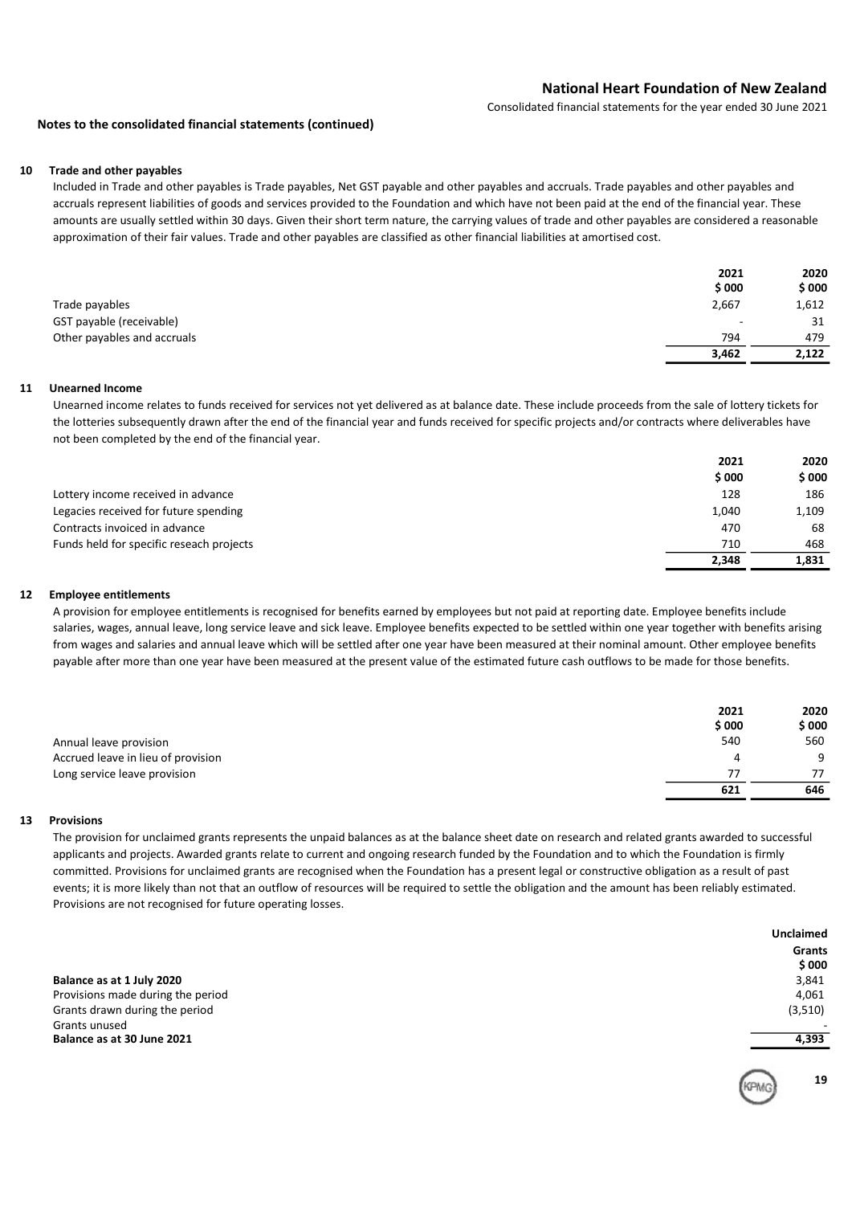## Notes to the consolidated financial statements (continued)

### 10 Trade and other payables

Included in Trade and other payables is Trade payables, Net GST payable and other payables and accruals. Trade payables and other payables and accruals represent liabilities of goods and services provided to the Foundation and which have not been paid at the end of the financial year. These amounts are usually settled within 30 days. Given their short term nature, the carrying values of trade and other payables are considered a reasonable approximation of their fair values. Trade and other payables are classified as other financial liabilities at amortised cost.

| | 2021<br>$ 000 | 2020<br>$ 000 |
|---|---|---|
| Trade payables | 2,667 | 1,612 |
| GST payable (receivable) | - | 31 |
| Other payables and accruals | 794 | 479 |
| | **3,462** | **2,122** |

### 11 Unearned Income

Unearned income relates to funds received for services not yet delivered as at balance date. These include proceeds from the sale of lottery tickets for the lotteries subsequently drawn after the end of the financial year and funds received for specific projects and/or contracts where deliverables have not been completed by the end of the financial year.

| | 2021<br>$ 000 | 2020<br>$ 000 |
|---|---|---|
| Lottery income received in advance | 128 | 186 |
| Legacies received for future spending | 1,040 | 1,109 |
| Contracts invoiced in advance | 470 | 68 |
| Funds held for specific reseach projects | 710 | 468 |
| | **2,348** | **1,831** |

### 12 Employee entitlements

A provision for employee entitlements is recognised for benefits earned by employees but not paid at reporting date. Employee benefits include salaries, wages, annual leave, long service leave and sick leave. Employee benefits expected to be settled within one year together with benefits arising from wages and salaries and annual leave which will be settled after one year have been measured at their nominal amount. Other employee benefits payable after more than one year have been measured at the present value of the estimated future cash outflows to be made for those benefits.

| | 2021<br>$ 000 | 2020<br>$ 000 |
|---|---|---|
| Annual leave provision | 540 | 560 |
| Accrued leave in lieu of provision | 4 | 9 |
| Long service leave provision | 77 | 77 |
| | **621** | **646** |

### 13 Provisions

The provision for unclaimed grants represents the unpaid balances as at the balance sheet date on research and related grants awarded to successful applicants and projects. Awarded grants relate to current and ongoing research funded by the Foundation and to which the Foundation is firmly committed. Provisions for unclaimed grants are recognised when the Foundation has a present legal or constructive obligation as a result of past events; it is more likely than not that an outflow of resources will be required to settle the obligation and the amount has been reliably estimated. Provisions are not recognised for future operating losses.

| | Unclaimed Grants<br>$ 000 |
|---|---|
| **Balance as at 1 July 2020** | 3,841 |
| Provisions made during the period | 4,061 |
| Grants drawn during the period | (3,510) |
| Grants unused | - |
| **Balance as at 30 June 2021** | **4,393** |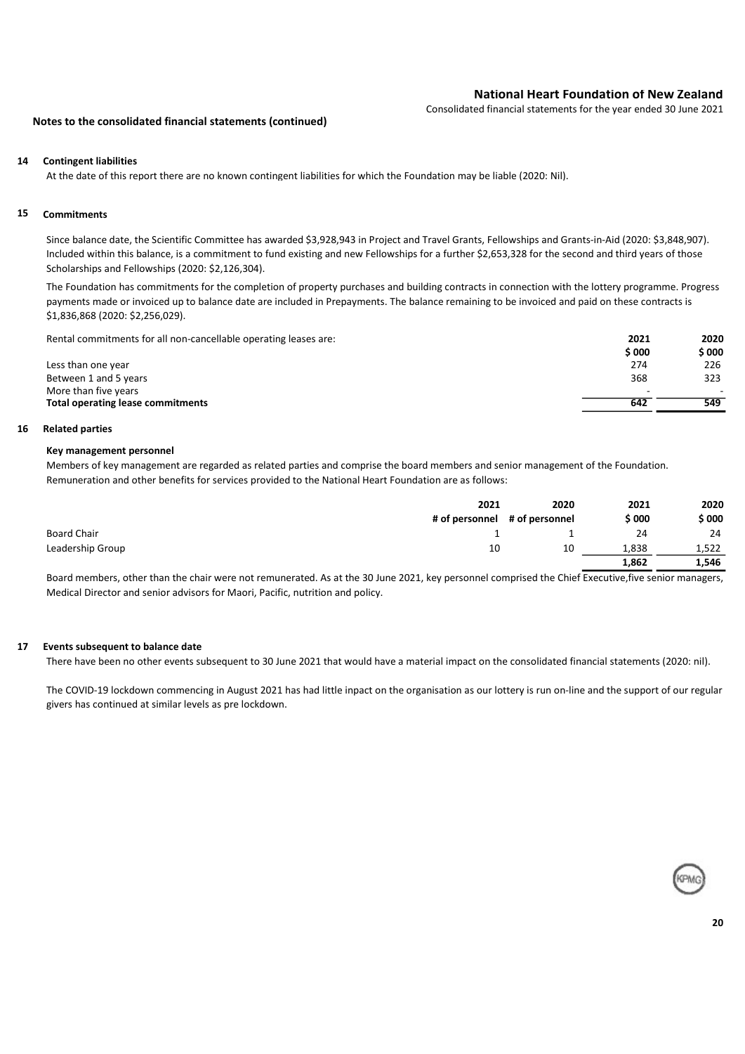**Notes to the consolidated financial statements (continued)**

## 14 Contingent liabilities

At the date of this report there are no known contingent liabilities for which the Foundation may be liable (2020: Nil).

## 15 Commitments

Since balance date, the Scientific Committee has awarded $3,928,943 in Project and Travel Grants, Fellowships and Grants-in-Aid (2020: $3,848,907). Included within this balance, is a commitment to fund existing and new Fellowships for a further $2,653,328 for the second and third years of those Scholarships and Fellowships (2020: $2,126,304).

The Foundation has commitments for the completion of property purchases and building contracts in connection with the lottery programme. Progress payments made or invoiced up to balance date are included in Prepayments. The balance remaining to be invoiced and paid on these contracts is $1,836,868 (2020: $2,256,029).

| Rental commitments for all non-cancellable operating leases are: | 2021<br>$ 000 | 2020<br>$ 000 |
|---|---|---|
| Less than one year | 274 | 226 |
| Between 1 and 5 years | 368 | 323 |
| More than five years | - | - |
| **Total operating lease commitments** | **642** | **549** |

## 16 Related parties

### Key management personnel

Members of key management are regarded as related parties and comprise the board members and senior management of the Foundation. Remuneration and other benefits for services provided to the National Heart Foundation are as follows:

| | 2021<br># of personnel | 2020<br># of personnel | 2021<br>$ 000 | 2020<br>$ 000 |
|---|---|---|---|---|
| Board Chair | 1 | 1 | 24 | 24 |
| Leadership Group | 10 | 10 | 1,838 | 1,522 |
| | | | **1,862** | **1,546** |

Board members, other than the chair were not remunerated. As at the 30 June 2021, key personnel comprised the Chief Executive,five senior managers, Medical Director and senior advisors for Maori, Pacific, nutrition and policy.

## 17 Events subsequent to balance date

There have been no other events subsequent to 30 June 2021 that would have a material impact on the consolidated financial statements (2020: nil).

The COVID-19 lockdown commencing in August 2021 has had little inpact on the organisation as our lottery is run on-line and the support of our regular givers has continued at similar levels as pre lockdown.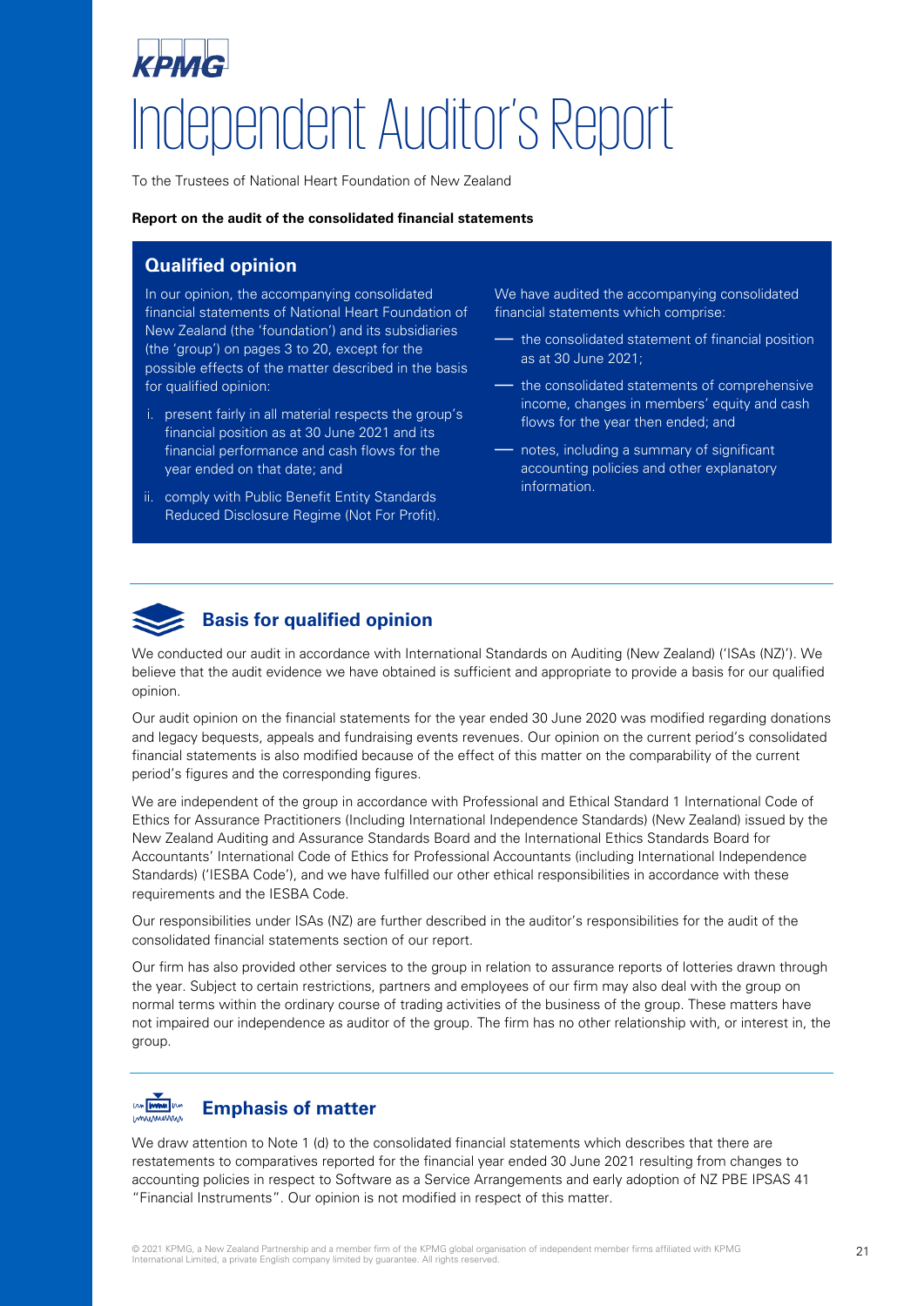KPMG

# Independent Auditor's Report

To the Trustees of National Heart Foundation of New Zealand

**Report on the audit of the consolidated financial statements**

## Qualified opinion

In our opinion, the accompanying consolidated financial statements of National Heart Foundation of New Zealand (the 'foundation') and its subsidiaries (the 'group') on pages 3 to 20, except for the possible effects of the matter described in the basis for qualified opinion:

i. present fairly in all material respects the group's financial position as at 30 June 2021 and its financial performance and cash flows for the year ended on that date; and

ii. comply with Public Benefit Entity Standards Reduced Disclosure Regime (Not For Profit).

We have audited the accompanying consolidated financial statements which comprise:

- the consolidated statement of financial position as at 30 June 2021;
- the consolidated statements of comprehensive income, changes in members' equity and cash flows for the year then ended; and
- notes, including a summary of significant accounting policies and other explanatory information.

## Basis for qualified opinion

We conducted our audit in accordance with International Standards on Auditing (New Zealand) ('ISAs (NZ)'). We believe that the audit evidence we have obtained is sufficient and appropriate to provide a basis for our qualified opinion.

Our audit opinion on the financial statements for the year ended 30 June 2020 was modified regarding donations and legacy bequests, appeals and fundraising events revenues. Our opinion on the current period's consolidated financial statements is also modified because of the effect of this matter on the comparability of the current period's figures and the corresponding figures.

We are independent of the group in accordance with Professional and Ethical Standard 1 International Code of Ethics for Assurance Practitioners (Including International Independence Standards) (New Zealand) issued by the New Zealand Auditing and Assurance Standards Board and the International Ethics Standards Board for Accountants' International Code of Ethics for Professional Accountants (including International Independence Standards) ('IESBA Code'), and we have fulfilled our other ethical responsibilities in accordance with these requirements and the IESBA Code.

Our responsibilities under ISAs (NZ) are further described in the auditor's responsibilities for the audit of the consolidated financial statements section of our report.

Our firm has also provided other services to the group in relation to assurance reports of lotteries drawn through the year. Subject to certain restrictions, partners and employees of our firm may also deal with the group on normal terms within the ordinary course of trading activities of the business of the group. These matters have not impaired our independence as auditor of the group. The firm has no other relationship with, or interest in, the group.

## Emphasis of matter

We draw attention to Note 1 (d) to the consolidated financial statements which describes that there are restatements to comparatives reported for the financial year ended 30 June 2021 resulting from changes to accounting policies in respect to Software as a Service Arrangements and early adoption of NZ PBE IPSAS 41 "Financial Instruments". Our opinion is not modified in respect of this matter.

© 2021 KPMG, a New Zealand Partnership and a member firm of the KPMG global organisation of independent member firms affiliated with KPMG International Limited, a private English company limited by guarantee. All rights reserved.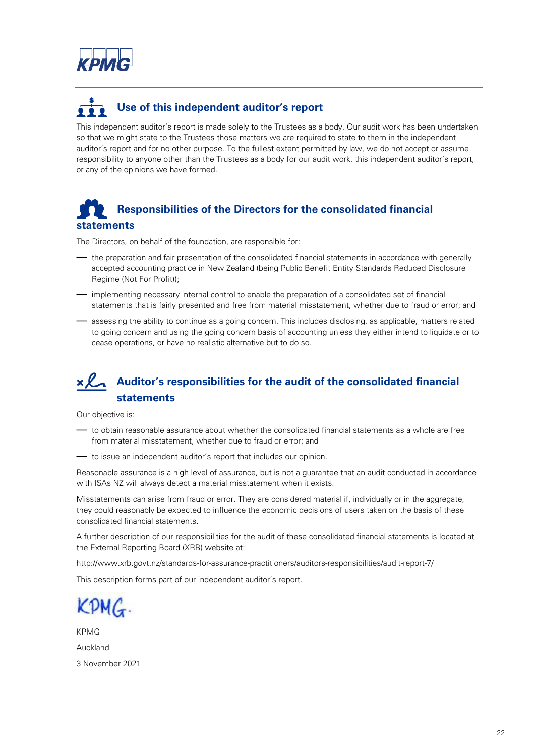## Use of this independent auditor's report

This independent auditor's report is made solely to the Trustees as a body. Our audit work has been undertaken so that we might state to the Trustees those matters we are required to state to them in the independent auditor's report and for no other purpose. To the fullest extent permitted by law, we do not accept or assume responsibility to anyone other than the Trustees as a body for our audit work, this independent auditor's report, or any of the opinions we have formed.

## Responsibilities of the Directors for the consolidated financial statements

The Directors, on behalf of the foundation, are responsible for:

- the preparation and fair presentation of the consolidated financial statements in accordance with generally accepted accounting practice in New Zealand (being Public Benefit Entity Standards Reduced Disclosure Regime (Not For Profit));
- implementing necessary internal control to enable the preparation of a consolidated set of financial statements that is fairly presented and free from material misstatement, whether due to fraud or error; and
- assessing the ability to continue as a going concern. This includes disclosing, as applicable, matters related to going concern and using the going concern basis of accounting unless they either intend to liquidate or to cease operations, or have no realistic alternative but to do so.

## Auditor's responsibilities for the audit of the consolidated financial statements

Our objective is:

- to obtain reasonable assurance about whether the consolidated financial statements as a whole are free from material misstatement, whether due to fraud or error; and
- to issue an independent auditor's report that includes our opinion.

Reasonable assurance is a high level of assurance, but is not a guarantee that an audit conducted in accordance with ISAs NZ will always detect a material misstatement when it exists.

Misstatements can arise from fraud or error. They are considered material if, individually or in the aggregate, they could reasonably be expected to influence the economic decisions of users taken on the basis of these consolidated financial statements.

A further description of our responsibilities for the audit of these consolidated financial statements is located at the External Reporting Board (XRB) website at:

http://www.xrb.govt.nz/standards-for-assurance-practitioners/auditors-responsibilities/audit-report-7/

This description forms part of our independent auditor's report.

KPMG

KPMG

Auckland

3 November 2021